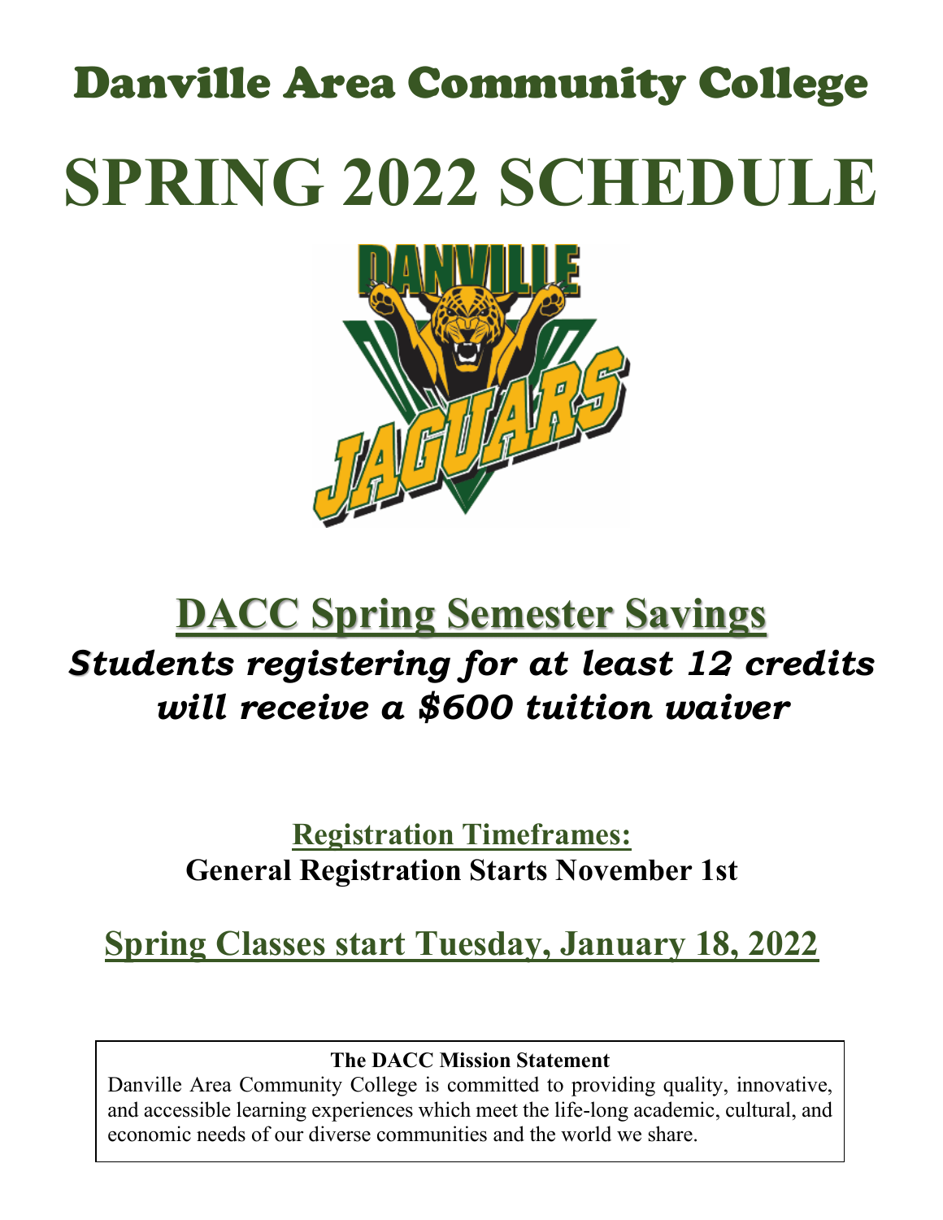# Danville Area Community College

# SPRING 2022 SCHEDULE

## DACC Spring Semester Savings

***Students registering for at least 12 credits will receive a $600 tuition waiver***

### Registration Timeframes:

**General Registration Starts November 1st**

## Spring Classes start Tuesday, January 18, 2022

**The DACC Mission Statement**

Danville Area Community College is committed to providing quality, innovative, and accessible learning experiences which meet the life-long academic, cultural, and economic needs of our diverse communities and the world we share.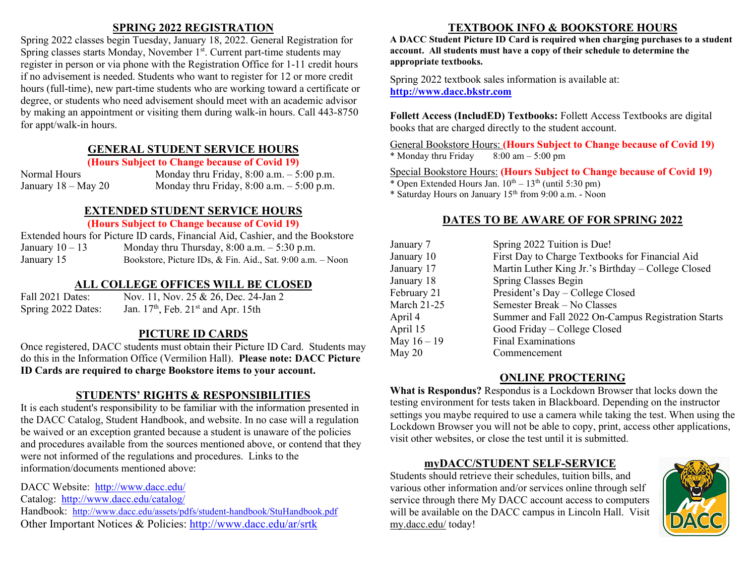## SPRING 2022 REGISTRATION

Spring 2022 classes begin Tuesday, January 18, 2022. General Registration for Spring classes starts Monday, November 1st. Current part-time students may register in person or via phone with the Registration Office for 1-11 credit hours if no advisement is needed. Students who want to register for 12 or more credit hours (full-time), new part-time students who are working toward a certificate or degree, or students who need advisement should meet with an academic advisor by making an appointment or visiting them during walk-in hours. Call 443-8750 for appt/walk-in hours.

## GENERAL STUDENT SERVICE HOURS

**(Hours Subject to Change because of Covid 19)**

| | |
|---|---|
| Normal Hours | Monday thru Friday, 8:00 a.m. – 5:00 p.m. |
| January 18 – May 20 | Monday thru Friday, 8:00 a.m. – 5:00 p.m. |

## EXTENDED STUDENT SERVICE HOURS

**(Hours Subject to Change because of Covid 19)**

Extended hours for Picture ID cards, Financial Aid, Cashier, and the Bookstore

| | |
|---|---|
| January 10 – 13 | Monday thru Thursday, 8:00 a.m. – 5:30 p.m. |
| January 15 | Bookstore, Picture IDs, & Fin. Aid., Sat. 9:00 a.m. – Noon |

## ALL COLLEGE OFFICES WILL BE CLOSED

| | |
|---|---|
| Fall 2021 Dates: | Nov. 11, Nov. 25 & 26, Dec. 24-Jan 2 |
| Spring 2022 Dates: | Jan. 17th, Feb. 21st and Apr. 15th |

## PICTURE ID CARDS

Once registered, DACC students must obtain their Picture ID Card. Students may do this in the Information Office (Vermilion Hall). **Please note: DACC Picture ID Cards are required to charge Bookstore items to your account.**

## STUDENTS' RIGHTS & RESPONSIBILITIES

It is each student's responsibility to be familiar with the information presented in the DACC Catalog, Student Handbook, and website. In no case will a regulation be waived or an exception granted because a student is unaware of the policies and procedures available from the sources mentioned above, or contend that they were not informed of the regulations and procedures. Links to the information/documents mentioned above:

DACC Website: http://www.dacc.edu/
Catalog: http://www.dacc.edu/catalog/
Handbook: http://www.dacc.edu/assets/pdfs/student-handbook/StuHandbook.pdf
Other Important Notices & Policies: http://www.dacc.edu/ar/srtk

## TEXTBOOK INFO & BOOKSTORE HOURS

**A DACC Student Picture ID Card is required when charging purchases to a student account. All students must have a copy of their schedule to determine the appropriate textbooks.**

Spring 2022 textbook sales information is available at:
**http://www.dacc.bkstr.com**

**Follett Access (IncludED) Textbooks:** Follett Access Textbooks are digital books that are charged directly to the student account.

General Bookstore Hours: **(Hours Subject to Change because of Covid 19)**
* Monday thru Friday 8:00 am – 5:00 pm

Special Bookstore Hours: **(Hours Subject to Change because of Covid 19)**
* Open Extended Hours Jan. 10th – 13th (until 5:30 pm)
* Saturday Hours on January 15th from 9:00 a.m. - Noon

## DATES TO BE AWARE OF FOR SPRING 2022

| | |
|---|---|
| January 7 | Spring 2022 Tuition is Due! |
| January 10 | First Day to Charge Textbooks for Financial Aid |
| January 17 | Martin Luther King Jr.'s Birthday – College Closed |
| January 18 | Spring Classes Begin |
| February 21 | President's Day – College Closed |
| March 21-25 | Semester Break – No Classes |
| April 4 | Summer and Fall 2022 On-Campus Registration Starts |
| April 15 | Good Friday – College Closed |
| May 16 – 19 | Final Examinations |
| May 20 | Commencement |

## ONLINE PROCTERING

**What is Respondus?** Respondus is a Lockdown Browser that locks down the testing environment for tests taken in Blackboard. Depending on the instructor settings you maybe required to use a camera while taking the test. When using the Lockdown Browser you will not be able to copy, print, access other applications, visit other websites, or close the test until it is submitted.

## myDACC/STUDENT SELF-SERVICE

Students should retrieve their schedules, tuition bills, and various other information and/or services online through self service through there My DACC account access to computers will be available on the DACC campus in Lincoln Hall. Visit my.dacc.edu/ today!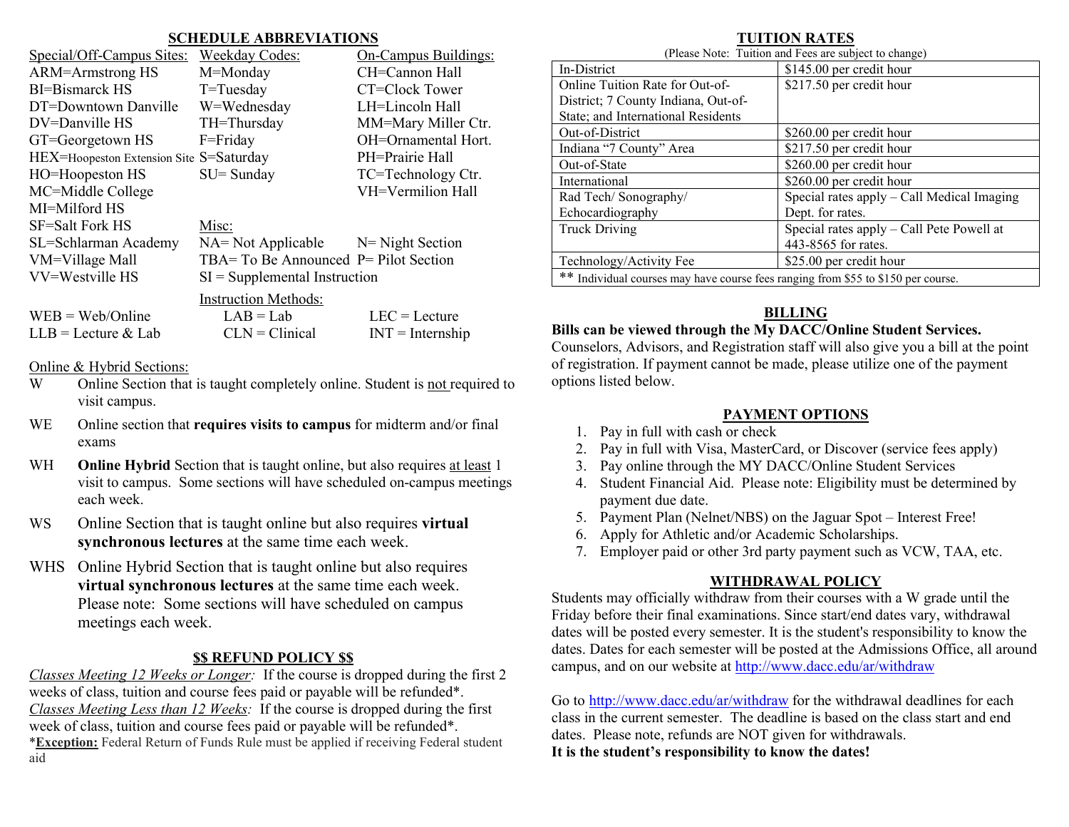## SCHEDULE ABBREVIATIONS

| Special/Off-Campus Sites: | Weekday Codes: | On-Campus Buildings: |
|---|---|---|
| ARM=Armstrong HS | M=Monday | CH=Cannon Hall |
| BI=Bismarck HS | T=Tuesday | CT=Clock Tower |
| DT=Downtown Danville | W=Wednesday | LH=Lincoln Hall |
| DV=Danville HS | TH=Thursday | MM=Mary Miller Ctr. |
| GT=Georgetown HS | F=Friday | OH=Ornamental Hort. |
| HEX=Hoopeston Extension Site | S=Saturday | PH=Prairie Hall |
| HO=Hoopeston HS | SU= Sunday | TC=Technology Ctr. |
| MC=Middle College | | VH=Vermilion Hall |
| MI=Milford HS | | |
| SF=Salt Fork HS | Misc: | |
| SL=Schlarman Academy | NA= Not Applicable | N= Night Section |
| VM=Village Mall | TBA= To Be Announced | P= Pilot Section |
| VV=Westville HS | SI = Supplemental Instruction | |

Instruction Methods:

| | | |
|---|---|---|
| WEB = Web/Online | LAB = Lab | LEC = Lecture |
| LLB = Lecture & Lab | CLN = Clinical | INT = Internship |

Online & Hybrid Sections:

- **W** Online Section that is taught completely online. Student is not required to visit campus.
- **WE** Online section that **requires visits to campus** for midterm and/or final exams
- **WH** **Online Hybrid** Section that is taught online, but also requires at least 1 visit to campus. Some sections will have scheduled on-campus meetings each week.
- **WS** Online Section that is taught online but also requires **virtual synchronous lectures** at the same time each week.
- **WHS** Online Hybrid Section that is taught online but also requires **virtual synchronous lectures** at the same time each week. Please note: Some sections will have scheduled on campus meetings each week.

## $$ REFUND POLICY $$

*Classes Meeting 12 Weeks or Longer:* If the course is dropped during the first 2 weeks of class, tuition and course fees paid or payable will be refunded*.
*Classes Meeting Less than 12 Weeks:* If the course is dropped during the first week of class, tuition and course fees paid or payable will be refunded*.
*__Exception:__ Federal Return of Funds Rule must be applied if receiving Federal student aid

## TUITION RATES

(Please Note: Tuition and Fees are subject to change)

| | |
|---|---|
| In-District | $145.00 per credit hour |
| Online Tuition Rate for Out-of-District; 7 County Indiana, Out-of-State; and International Residents | $217.50 per credit hour |
| Out-of-District | $260.00 per credit hour |
| Indiana "7 County" Area | $217.50 per credit hour |
| Out-of-State | $260.00 per credit hour |
| International | $260.00 per credit hour |
| Rad Tech/ Sonography/ Echocardiography | Special rates apply – Call Medical Imaging Dept. for rates. |
| Truck Driving | Special rates apply – Call Pete Powell at 443-8565 for rates. |
| Technology/Activity Fee | $25.00 per credit hour |
| ** Individual courses may have course fees ranging from $55 to $150 per course. | |

## BILLING

**Bills can be viewed through the My DACC/Online Student Services.** Counselors, Advisors, and Registration staff will also give you a bill at the point of registration. If payment cannot be made, please utilize one of the payment options listed below.

## PAYMENT OPTIONS

1. Pay in full with cash or check
2. Pay in full with Visa, MasterCard, or Discover (service fees apply)
3. Pay online through the MY DACC/Online Student Services
4. Student Financial Aid. Please note: Eligibility must be determined by payment due date.
5. Payment Plan (Nelnet/NBS) on the Jaguar Spot – Interest Free!
6. Apply for Athletic and/or Academic Scholarships.
7. Employer paid or other 3rd party payment such as VCW, TAA, etc.

## WITHDRAWAL POLICY

Students may officially withdraw from their courses with a W grade until the Friday before their final examinations. Since start/end dates vary, withdrawal dates will be posted every semester. It is the student's responsibility to know the dates. Dates for each semester will be posted at the Admissions Office, all around campus, and on our website at http://www.dacc.edu/ar/withdraw

Go to http://www.dacc.edu/ar/withdraw for the withdrawal deadlines for each class in the current semester. The deadline is based on the class start and end dates. Please note, refunds are NOT given for withdrawals.
**It is the student's responsibility to know the dates!**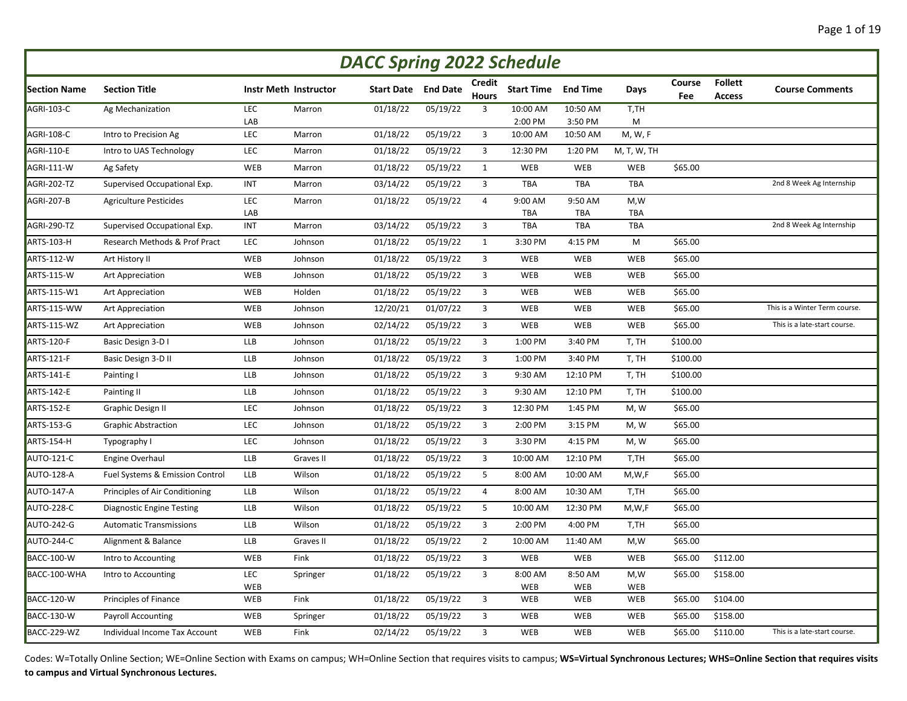# DACC Spring 2022 Schedule

| Section Name | Section Title | Instr Meth | Instructor | Start Date | End Date | Credit Hours | Start Time | End Time | Days | Course Fee | Follett Access | Course Comments |
|---|---|---|---|---|---|---|---|---|---|---|---|---|
| AGRI-103-C | Ag Mechanization | LEC<br>LAB | Marron | 01/18/22 | 05/19/22 | 3 | 10:00 AM<br>2:00 PM | 10:50 AM<br>3:50 PM | T,TH<br>M | | | |
| AGRI-108-C | Intro to Precision Ag | LEC | Marron | 01/18/22 | 05/19/22 | 3 | 10:00 AM | 10:50 AM | M, W, F | | | |
| AGRI-110-E | Intro to UAS Technology | LEC | Marron | 01/18/22 | 05/19/22 | 3 | 12:30 PM | 1:20 PM | M, T, W, TH | | | |
| AGRI-111-W | Ag Safety | WEB | Marron | 01/18/22 | 05/19/22 | 1 | WEB | WEB | WEB | $65.00 | | |
| AGRI-202-TZ | Supervised Occupational Exp. | INT | Marron | 03/14/22 | 05/19/22 | 3 | TBA | TBA | TBA | | | 2nd 8 Week Ag Internship |
| AGRI-207-B | Agriculture Pesticides | LEC<br>LAB | Marron | 01/18/22 | 05/19/22 | 4 | 9:00 AM<br>TBA | 9:50 AM<br>TBA | M,W<br>TBA | | | |
| AGRI-290-TZ | Supervised Occupational Exp. | INT | Marron | 03/14/22 | 05/19/22 | 3 | TBA | TBA | TBA | | | 2nd 8 Week Ag Internship |
| ARTS-103-H | Research Methods & Prof Pract | LEC | Johnson | 01/18/22 | 05/19/22 | 1 | 3:30 PM | 4:15 PM | M | $65.00 | | |
| ARTS-112-W | Art History II | WEB | Johnson | 01/18/22 | 05/19/22 | 3 | WEB | WEB | WEB | $65.00 | | |
| ARTS-115-W | Art Appreciation | WEB | Johnson | 01/18/22 | 05/19/22 | 3 | WEB | WEB | WEB | $65.00 | | |
| ARTS-115-W1 | Art Appreciation | WEB | Holden | 01/18/22 | 05/19/22 | 3 | WEB | WEB | WEB | $65.00 | | |
| ARTS-115-WW | Art Appreciation | WEB | Johnson | 12/20/21 | 01/07/22 | 3 | WEB | WEB | WEB | $65.00 | | This is a Winter Term course. |
| ARTS-115-WZ | Art Appreciation | WEB | Johnson | 02/14/22 | 05/19/22 | 3 | WEB | WEB | WEB | $65.00 | | This is a late-start course. |
| ARTS-120-F | Basic Design 3-D I | LLB | Johnson | 01/18/22 | 05/19/22 | 3 | 1:00 PM | 3:40 PM | T, TH | $100.00 | | |
| ARTS-121-F | Basic Design 3-D II | LLB | Johnson | 01/18/22 | 05/19/22 | 3 | 1:00 PM | 3:40 PM | T, TH | $100.00 | | |
| ARTS-141-E | Painting I | LLB | Johnson | 01/18/22 | 05/19/22 | 3 | 9:30 AM | 12:10 PM | T, TH | $100.00 | | |
| ARTS-142-E | Painting II | LLB | Johnson | 01/18/22 | 05/19/22 | 3 | 9:30 AM | 12:10 PM | T, TH | $100.00 | | |
| ARTS-152-E | Graphic Design II | LEC | Johnson | 01/18/22 | 05/19/22 | 3 | 12:30 PM | 1:45 PM | M, W | $65.00 | | |
| ARTS-153-G | Graphic Abstraction | LEC | Johnson | 01/18/22 | 05/19/22 | 3 | 2:00 PM | 3:15 PM | M, W | $65.00 | | |
| ARTS-154-H | Typography I | LEC | Johnson | 01/18/22 | 05/19/22 | 3 | 3:30 PM | 4:15 PM | M, W | $65.00 | | |
| AUTO-121-C | Engine Overhaul | LLB | Graves II | 01/18/22 | 05/19/22 | 3 | 10:00 AM | 12:10 PM | T,TH | $65.00 | | |
| AUTO-128-A | Fuel Systems & Emission Control | LLB | Wilson | 01/18/22 | 05/19/22 | 5 | 8:00 AM | 10:00 AM | M,W,F | $65.00 | | |
| AUTO-147-A | Principles of Air Conditioning | LLB | Wilson | 01/18/22 | 05/19/22 | 4 | 8:00 AM | 10:30 AM | T,TH | $65.00 | | |
| AUTO-228-C | Diagnostic Engine Testing | LLB | Wilson | 01/18/22 | 05/19/22 | 5 | 10:00 AM | 12:30 PM | M,W,F | $65.00 | | |
| AUTO-242-G | Automatic Transmissions | LLB | Wilson | 01/18/22 | 05/19/22 | 3 | 2:00 PM | 4:00 PM | T,TH | $65.00 | | |
| AUTO-244-C | Alignment & Balance | LLB | Graves II | 01/18/22 | 05/19/22 | 2 | 10:00 AM | 11:40 AM | M,W | $65.00 | | |
| BACC-100-W | Intro to Accounting | WEB | Fink | 01/18/22 | 05/19/22 | 3 | WEB | WEB | WEB | $65.00 | $112.00 | |
| BACC-100-WHA | Intro to Accounting | LEC<br>WEB | Springer | 01/18/22 | 05/19/22 | 3 | 8:00 AM<br>WEB | 8:50 AM<br>WEB | M,W<br>WEB | $65.00 | $158.00 | |
| BACC-120-W | Principles of Finance | WEB | Fink | 01/18/22 | 05/19/22 | 3 | WEB | WEB | WEB | $65.00 | $104.00 | |
| BACC-130-W | Payroll Accounting | WEB | Springer | 01/18/22 | 05/19/22 | 3 | WEB | WEB | WEB | $65.00 | $158.00 | |
| BACC-229-WZ | Individual Income Tax Account | WEB | Fink | 02/14/22 | 05/19/22 | 3 | WEB | WEB | WEB | $65.00 | $110.00 | This is a late-start course. |

Codes: W=Totally Online Section; WE=Online Section with Exams on campus; WH=Online Section that requires visits to campus; **WS=Virtual Synchronous Lectures; WHS=Online Section that requires visits to campus and Virtual Synchronous Lectures.**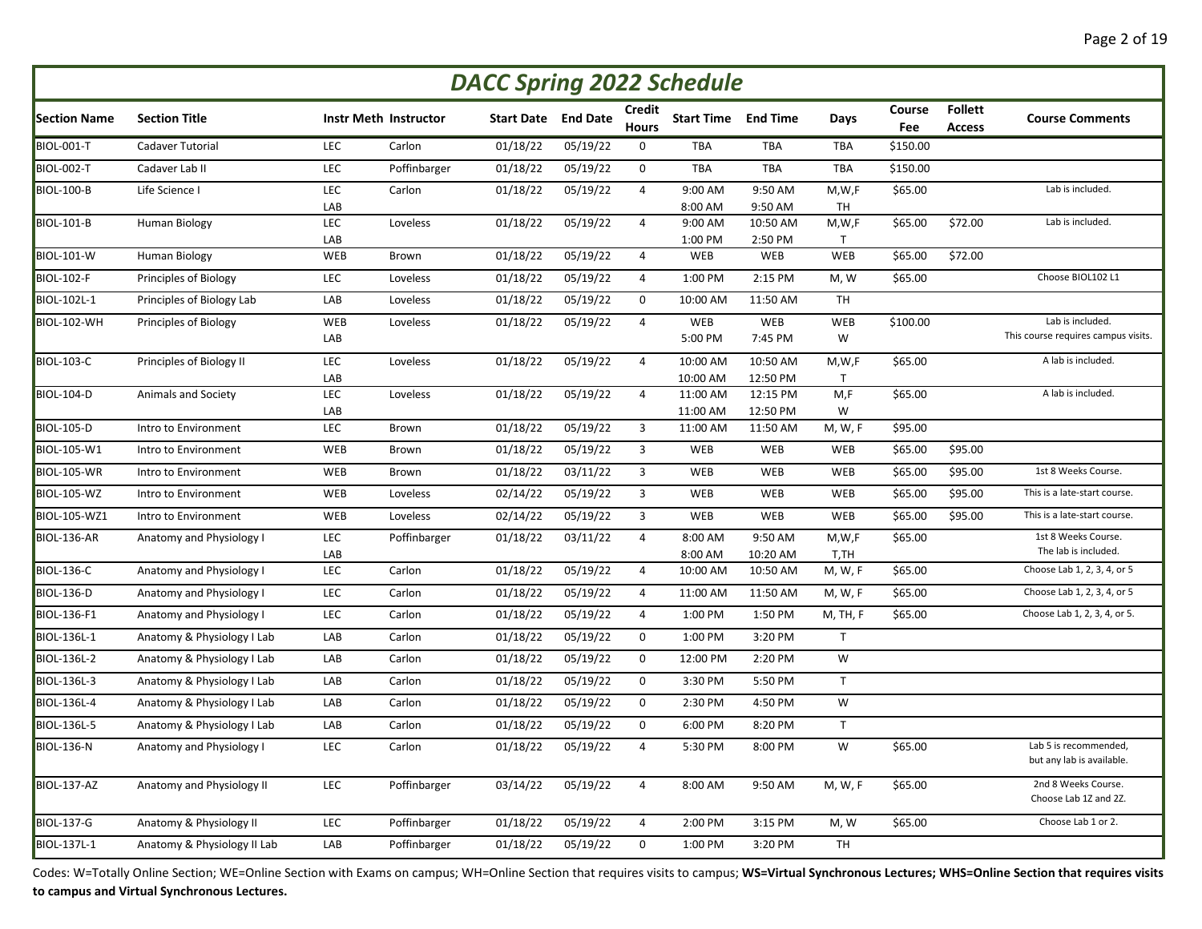# DACC Spring 2022 Schedule

| Section Name | Section Title | Instr Meth | Instructor | Start Date | End Date | Credit Hours | Start Time | End Time | Days | Course Fee | Follett Access | Course Comments |
|---|---|---|---|---|---|---|---|---|---|---|---|---|
| BIOL-001-T | Cadaver Tutorial | LEC | Carlon | 01/18/22 | 05/19/22 | 0 | TBA | TBA | TBA | $150.00 | | |
| BIOL-002-T | Cadaver Lab II | LEC | Poffinbarger | 01/18/22 | 05/19/22 | 0 | TBA | TBA | TBA | $150.00 | | |
| BIOL-100-B | Life Science I | LEC<br>LAB | Carlon | 01/18/22 | 05/19/22 | 4 | 9:00 AM<br>8:00 AM | 9:50 AM<br>9:50 AM | M,W,F<br>TH | $65.00 | | Lab is included. |
| BIOL-101-B | Human Biology | LEC<br>LAB | Loveless | 01/18/22 | 05/19/22 | 4 | 9:00 AM<br>1:00 PM | 10:50 AM<br>2:50 PM | M,W,F<br>T | $65.00 | $72.00 | Lab is included. |
| BIOL-101-W | Human Biology | WEB | Brown | 01/18/22 | 05/19/22 | 4 | WEB | WEB | WEB | $65.00 | $72.00 | |
| BIOL-102-F | Principles of Biology | LEC | Loveless | 01/18/22 | 05/19/22 | 4 | 1:00 PM | 2:15 PM | M, W | $65.00 | | Choose BIOL102 L1 |
| BIOL-102L-1 | Principles of Biology Lab | LAB | Loveless | 01/18/22 | 05/19/22 | 0 | 10:00 AM | 11:50 AM | TH | | | |
| BIOL-102-WH | Principles of Biology | WEB<br>LAB | Loveless | 01/18/22 | 05/19/22 | 4 | WEB<br>5:00 PM | WEB<br>7:45 PM | WEB<br>W | $100.00 | | Lab is included.<br>This course requires campus visits. |
| BIOL-103-C | Principles of Biology II | LEC<br>LAB | Loveless | 01/18/22 | 05/19/22 | 4 | 10:00 AM<br>10:00 AM | 10:50 AM<br>12:50 PM | M,W,F<br>T | $65.00 | | A lab is included. |
| BIOL-104-D | Animals and Society | LEC<br>LAB | Loveless | 01/18/22 | 05/19/22 | 4 | 11:00 AM<br>11:00 AM | 12:15 PM<br>12:50 PM | M,F<br>W | $65.00 | | A lab is included. |
| BIOL-105-D | Intro to Environment | LEC | Brown | 01/18/22 | 05/19/22 | 3 | 11:00 AM | 11:50 AM | M, W, F | $95.00 | | |
| BIOL-105-W1 | Intro to Environment | WEB | Brown | 01/18/22 | 05/19/22 | 3 | WEB | WEB | WEB | $65.00 | $95.00 | |
| BIOL-105-WR | Intro to Environment | WEB | Brown | 01/18/22 | 03/11/22 | 3 | WEB | WEB | WEB | $65.00 | $95.00 | 1st 8 Weeks Course. |
| BIOL-105-WZ | Intro to Environment | WEB | Loveless | 02/14/22 | 05/19/22 | 3 | WEB | WEB | WEB | $65.00 | $95.00 | This is a late-start course. |
| BIOL-105-WZ1 | Intro to Environment | WEB | Loveless | 02/14/22 | 05/19/22 | 3 | WEB | WEB | WEB | $65.00 | $95.00 | This is a late-start course. |
| BIOL-136-AR | Anatomy and Physiology I | LEC<br>LAB | Poffinbarger | 01/18/22 | 03/11/22 | 4 | 8:00 AM<br>8:00 AM | 9:50 AM<br>10:20 AM | M,W,F<br>T,TH | $65.00 | | 1st 8 Weeks Course.<br>The lab is included. |
| BIOL-136-C | Anatomy and Physiology I | LEC | Carlon | 01/18/22 | 05/19/22 | 4 | 10:00 AM | 10:50 AM | M, W, F | $65.00 | | Choose Lab 1, 2, 3, 4, or 5 |
| BIOL-136-D | Anatomy and Physiology I | LEC | Carlon | 01/18/22 | 05/19/22 | 4 | 11:00 AM | 11:50 AM | M, W, F | $65.00 | | Choose Lab 1, 2, 3, 4, or 5 |
| BIOL-136-F1 | Anatomy and Physiology I | LEC | Carlon | 01/18/22 | 05/19/22 | 4 | 1:00 PM | 1:50 PM | M, TH, F | $65.00 | | Choose Lab 1, 2, 3, 4, or 5. |
| BIOL-136L-1 | Anatomy & Physiology I Lab | LAB | Carlon | 01/18/22 | 05/19/22 | 0 | 1:00 PM | 3:20 PM | T | | | |
| BIOL-136L-2 | Anatomy & Physiology I Lab | LAB | Carlon | 01/18/22 | 05/19/22 | 0 | 12:00 PM | 2:20 PM | W | | | |
| BIOL-136L-3 | Anatomy & Physiology I Lab | LAB | Carlon | 01/18/22 | 05/19/22 | 0 | 3:30 PM | 5:50 PM | T | | | |
| BIOL-136L-4 | Anatomy & Physiology I Lab | LAB | Carlon | 01/18/22 | 05/19/22 | 0 | 2:30 PM | 4:50 PM | W | | | |
| BIOL-136L-5 | Anatomy & Physiology I Lab | LAB | Carlon | 01/18/22 | 05/19/22 | 0 | 6:00 PM | 8:20 PM | T | | | |
| BIOL-136-N | Anatomy and Physiology I | LEC | Carlon | 01/18/22 | 05/19/22 | 4 | 5:30 PM | 8:00 PM | W | $65.00 | | Lab 5 is recommended,<br>but any lab is available. |
| BIOL-137-AZ | Anatomy and Physiology II | LEC | Poffinbarger | 03/14/22 | 05/19/22 | 4 | 8:00 AM | 9:50 AM | M, W, F | $65.00 | | 2nd 8 Weeks Course.<br>Choose Lab 1Z and 2Z. |
| BIOL-137-G | Anatomy & Physiology II | LEC | Poffinbarger | 01/18/22 | 05/19/22 | 4 | 2:00 PM | 3:15 PM | M, W | $65.00 | | Choose Lab 1 or 2. |
| BIOL-137L-1 | Anatomy & Physiology II Lab | LAB | Poffinbarger | 01/18/22 | 05/19/22 | 0 | 1:00 PM | 3:20 PM | TH | | | |

Codes: W=Totally Online Section; WE=Online Section with Exams on campus; WH=Online Section that requires visits to campus; **WS=Virtual Synchronous Lectures; WHS=Online Section that requires visits to campus and Virtual Synchronous Lectures.**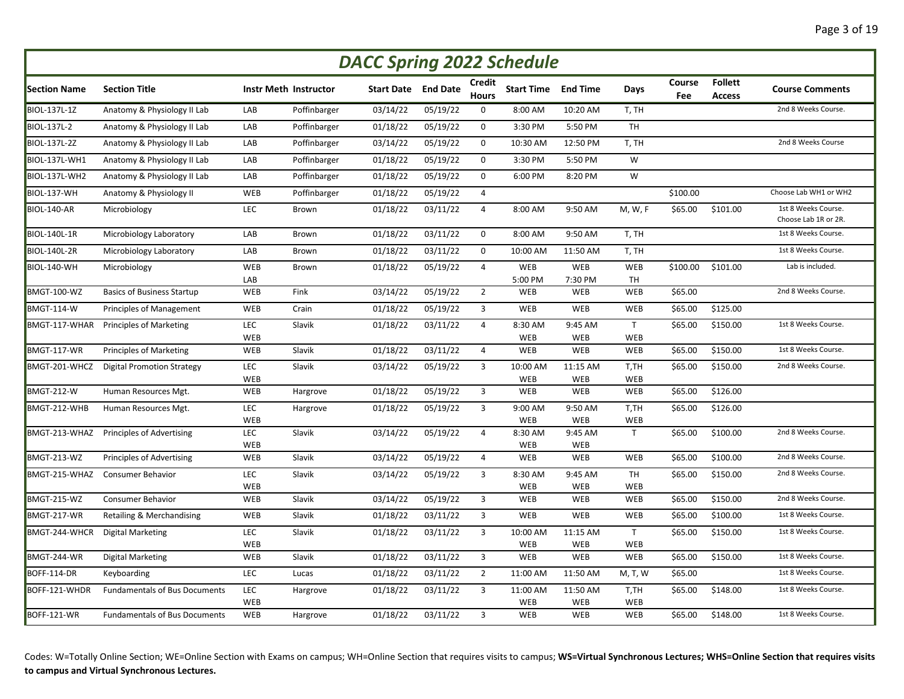# DACC Spring 2022 Schedule

| Section Name | Section Title | Instr Meth | Instructor | Start Date | End Date | Credit Hours | Start Time | End Time | Days | Course Fee | Follett Access | Course Comments |
|---|---|---|---|---|---|---|---|---|---|---|---|---|
| BIOL-137L-1Z | Anatomy & Physiology II Lab | LAB | Poffinbarger | 03/14/22 | 05/19/22 | 0 | 8:00 AM | 10:20 AM | T, TH | | | 2nd 8 Weeks Course. |
| BIOL-137L-2 | Anatomy & Physiology II Lab | LAB | Poffinbarger | 01/18/22 | 05/19/22 | 0 | 3:30 PM | 5:50 PM | TH | | | |
| BIOL-137L-2Z | Anatomy & Physiology II Lab | LAB | Poffinbarger | 03/14/22 | 05/19/22 | 0 | 10:30 AM | 12:50 PM | T, TH | | | 2nd 8 Weeks Course |
| BIOL-137L-WH1 | Anatomy & Physiology II Lab | LAB | Poffinbarger | 01/18/22 | 05/19/22 | 0 | 3:30 PM | 5:50 PM | W | | | |
| BIOL-137L-WH2 | Anatomy & Physiology II Lab | LAB | Poffinbarger | 01/18/22 | 05/19/22 | 0 | 6:00 PM | 8:20 PM | W | | | |
| BIOL-137-WH | Anatomy & Physiology II | WEB | Poffinbarger | 01/18/22 | 05/19/22 | 4 | | | | $100.00 | | Choose Lab WH1 or WH2 |
| BIOL-140-AR | Microbiology | LEC | Brown | 01/18/22 | 03/11/22 | 4 | 8:00 AM | 9:50 AM | M, W, F | $65.00 | $101.00 | 1st 8 Weeks Course. Choose Lab 1R or 2R. |
| BIOL-140L-1R | Microbiology Laboratory | LAB | Brown | 01/18/22 | 03/11/22 | 0 | 8:00 AM | 9:50 AM | T, TH | | | 1st 8 Weeks Course. |
| BIOL-140L-2R | Microbiology Laboratory | LAB | Brown | 01/18/22 | 03/11/22 | 0 | 10:00 AM | 11:50 AM | T, TH | | | 1st 8 Weeks Course. |
| BIOL-140-WH | Microbiology | WEB LAB | Brown | 01/18/22 | 05/19/22 | 4 | WEB 5:00 PM | WEB 7:30 PM | WEB TH | $100.00 | $101.00 | Lab is included. |
| BMGT-100-WZ | Basics of Business Startup | WEB | Fink | 03/14/22 | 05/19/22 | 2 | WEB | WEB | WEB | $65.00 | | 2nd 8 Weeks Course. |
| BMGT-114-W | Principles of Management | WEB | Crain | 01/18/22 | 05/19/22 | 3 | WEB | WEB | WEB | $65.00 | $125.00 | |
| BMGT-117-WHAR | Principles of Marketing | LEC WEB | Slavik | 01/18/22 | 03/11/22 | 4 | 8:30 AM WEB | 9:45 AM WEB | T WEB | $65.00 | $150.00 | 1st 8 Weeks Course. |
| BMGT-117-WR | Principles of Marketing | WEB | Slavik | 01/18/22 | 03/11/22 | 4 | WEB | WEB | WEB | $65.00 | $150.00 | 1st 8 Weeks Course. |
| BMGT-201-WHCZ | Digital Promotion Strategy | LEC WEB | Slavik | 03/14/22 | 05/19/22 | 3 | 10:00 AM WEB | 11:15 AM WEB | T,TH WEB | $65.00 | $150.00 | 2nd 8 Weeks Course. |
| BMGT-212-W | Human Resources Mgt. | WEB | Hargrove | 01/18/22 | 05/19/22 | 3 | WEB | WEB | WEB | $65.00 | $126.00 | |
| BMGT-212-WHB | Human Resources Mgt. | LEC WEB | Hargrove | 01/18/22 | 05/19/22 | 3 | 9:00 AM WEB | 9:50 AM WEB | T,TH WEB | $65.00 | $126.00 | |
| BMGT-213-WHAZ | Principles of Advertising | LEC WEB | Slavik | 03/14/22 | 05/19/22 | 4 | 8:30 AM WEB | 9:45 AM WEB | T | $65.00 | $100.00 | 2nd 8 Weeks Course. |
| BMGT-213-WZ | Principles of Advertising | WEB | Slavik | 03/14/22 | 05/19/22 | 4 | WEB | WEB | WEB | $65.00 | $100.00 | 2nd 8 Weeks Course. |
| BMGT-215-WHAZ | Consumer Behavior | LEC WEB | Slavik | 03/14/22 | 05/19/22 | 3 | 8:30 AM WEB | 9:45 AM WEB | TH WEB | $65.00 | $150.00 | 2nd 8 Weeks Course. |
| BMGT-215-WZ | Consumer Behavior | WEB | Slavik | 03/14/22 | 05/19/22 | 3 | WEB | WEB | WEB | $65.00 | $150.00 | 2nd 8 Weeks Course. |
| BMGT-217-WR | Retailing & Merchandising | WEB | Slavik | 01/18/22 | 03/11/22 | 3 | WEB | WEB | WEB | $65.00 | $100.00 | 1st 8 Weeks Course. |
| BMGT-244-WHCR | Digital Marketing | LEC WEB | Slavik | 01/18/22 | 03/11/22 | 3 | 10:00 AM WEB | 11:15 AM WEB | T WEB | $65.00 | $150.00 | 1st 8 Weeks Course. |
| BMGT-244-WR | Digital Marketing | WEB | Slavik | 01/18/22 | 03/11/22 | 3 | WEB | WEB | WEB | $65.00 | $150.00 | 1st 8 Weeks Course. |
| BOFF-114-DR | Keyboarding | LEC | Lucas | 01/18/22 | 03/11/22 | 2 | 11:00 AM | 11:50 AM | M, T, W | $65.00 | | 1st 8 Weeks Course. |
| BOFF-121-WHDR | Fundamentals of Bus Documents | LEC WEB | Hargrove | 01/18/22 | 03/11/22 | 3 | 11:00 AM WEB | 11:50 AM WEB | T,TH WEB | $65.00 | $148.00 | 1st 8 Weeks Course. |
| BOFF-121-WR | Fundamentals of Bus Documents | WEB | Hargrove | 01/18/22 | 03/11/22 | 3 | WEB | WEB | WEB | $65.00 | $148.00 | 1st 8 Weeks Course. |

Codes: W=Totally Online Section; WE=Online Section with Exams on campus; WH=Online Section that requires visits to campus; **WS=Virtual Synchronous Lectures; WHS=Online Section that requires visits to campus and Virtual Synchronous Lectures.**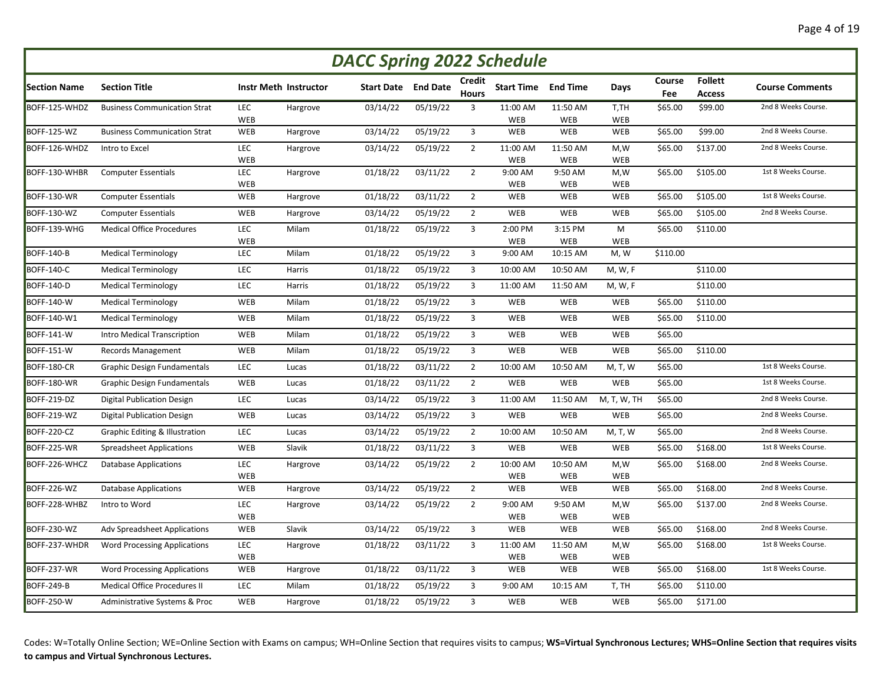# DACC Spring 2022 Schedule

| Section Name | Section Title | Instr Meth | Instructor | Start Date | End Date | Credit Hours | Start Time | End Time | Days | Course Fee | Follett Access | Course Comments |
|---|---|---|---|---|---|---|---|---|---|---|---|---|
| BOFF-125-WHDZ | Business Communication Strat | LEC WEB | Hargrove | 03/14/22 | 05/19/22 | 3 | 11:00 AM WEB | 11:50 AM WEB | T,TH WEB | $65.00 | $99.00 | 2nd 8 Weeks Course. |
| BOFF-125-WZ | Business Communication Strat | WEB | Hargrove | 03/14/22 | 05/19/22 | 3 | WEB | WEB | WEB | $65.00 | $99.00 | 2nd 8 Weeks Course. |
| BOFF-126-WHDZ | Intro to Excel | LEC WEB | Hargrove | 03/14/22 | 05/19/22 | 2 | 11:00 AM WEB | 11:50 AM WEB | M,W WEB | $65.00 | $137.00 | 2nd 8 Weeks Course. |
| BOFF-130-WHBR | Computer Essentials | LEC WEB | Hargrove | 01/18/22 | 03/11/22 | 2 | 9:00 AM WEB | 9:50 AM WEB | M,W WEB | $65.00 | $105.00 | 1st 8 Weeks Course. |
| BOFF-130-WR | Computer Essentials | WEB | Hargrove | 01/18/22 | 03/11/22 | 2 | WEB | WEB | WEB | $65.00 | $105.00 | 1st 8 Weeks Course. |
| BOFF-130-WZ | Computer Essentials | WEB | Hargrove | 03/14/22 | 05/19/22 | 2 | WEB | WEB | WEB | $65.00 | $105.00 | 2nd 8 Weeks Course. |
| BOFF-139-WHG | Medical Office Procedures | LEC WEB | Milam | 01/18/22 | 05/19/22 | 3 | 2:00 PM WEB | 3:15 PM WEB | M WEB | $65.00 | $110.00 | |
| BOFF-140-B | Medical Terminology | LEC | Milam | 01/18/22 | 05/19/22 | 3 | 9:00 AM | 10:15 AM | M, W | $110.00 | | |
| BOFF-140-C | Medical Terminology | LEC | Harris | 01/18/22 | 05/19/22 | 3 | 10:00 AM | 10:50 AM | M, W, F | | $110.00 | |
| BOFF-140-D | Medical Terminology | LEC | Harris | 01/18/22 | 05/19/22 | 3 | 11:00 AM | 11:50 AM | M, W, F | | $110.00 | |
| BOFF-140-W | Medical Terminology | WEB | Milam | 01/18/22 | 05/19/22 | 3 | WEB | WEB | WEB | $65.00 | $110.00 | |
| BOFF-140-W1 | Medical Terminology | WEB | Milam | 01/18/22 | 05/19/22 | 3 | WEB | WEB | WEB | $65.00 | $110.00 | |
| BOFF-141-W | Intro Medical Transcription | WEB | Milam | 01/18/22 | 05/19/22 | 3 | WEB | WEB | WEB | $65.00 | | |
| BOFF-151-W | Records Management | WEB | Milam | 01/18/22 | 05/19/22 | 3 | WEB | WEB | WEB | $65.00 | $110.00 | |
| BOFF-180-CR | Graphic Design Fundamentals | LEC | Lucas | 01/18/22 | 03/11/22 | 2 | 10:00 AM | 10:50 AM | M, T, W | $65.00 | | 1st 8 Weeks Course. |
| BOFF-180-WR | Graphic Design Fundamentals | WEB | Lucas | 01/18/22 | 03/11/22 | 2 | WEB | WEB | WEB | $65.00 | | 1st 8 Weeks Course. |
| BOFF-219-DZ | Digital Publication Design | LEC | Lucas | 03/14/22 | 05/19/22 | 3 | 11:00 AM | 11:50 AM | M, T, W, TH | $65.00 | | 2nd 8 Weeks Course. |
| BOFF-219-WZ | Digital Publication Design | WEB | Lucas | 03/14/22 | 05/19/22 | 3 | WEB | WEB | WEB | $65.00 | | 2nd 8 Weeks Course. |
| BOFF-220-CZ | Graphic Editing & Illustration | LEC | Lucas | 03/14/22 | 05/19/22 | 2 | 10:00 AM | 10:50 AM | M, T, W | $65.00 | | 2nd 8 Weeks Course. |
| BOFF-225-WR | Spreadsheet Applications | WEB | Slavik | 01/18/22 | 03/11/22 | 3 | WEB | WEB | WEB | $65.00 | $168.00 | 1st 8 Weeks Course. |
| BOFF-226-WHCZ | Database Applications | LEC WEB | Hargrove | 03/14/22 | 05/19/22 | 2 | 10:00 AM WEB | 10:50 AM WEB | M,W WEB | $65.00 | $168.00 | 2nd 8 Weeks Course. |
| BOFF-226-WZ | Database Applications | WEB | Hargrove | 03/14/22 | 05/19/22 | 2 | WEB | WEB | WEB | $65.00 | $168.00 | 2nd 8 Weeks Course. |
| BOFF-228-WHBZ | Intro to Word | LEC WEB | Hargrove | 03/14/22 | 05/19/22 | 2 | 9:00 AM WEB | 9:50 AM WEB | M,W WEB | $65.00 | $137.00 | 2nd 8 Weeks Course. |
| BOFF-230-WZ | Adv Spreadsheet Applications | WEB | Slavik | 03/14/22 | 05/19/22 | 3 | WEB | WEB | WEB | $65.00 | $168.00 | 2nd 8 Weeks Course. |
| BOFF-237-WHDR | Word Processing Applications | LEC WEB | Hargrove | 01/18/22 | 03/11/22 | 3 | 11:00 AM WEB | 11:50 AM WEB | M,W WEB | $65.00 | $168.00 | 1st 8 Weeks Course. |
| BOFF-237-WR | Word Processing Applications | WEB | Hargrove | 01/18/22 | 03/11/22 | 3 | WEB | WEB | WEB | $65.00 | $168.00 | 1st 8 Weeks Course. |
| BOFF-249-B | Medical Office Procedures II | LEC | Milam | 01/18/22 | 05/19/22 | 3 | 9:00 AM | 10:15 AM | T, TH | $65.00 | $110.00 | |
| BOFF-250-W | Administrative Systems & Proc | WEB | Hargrove | 01/18/22 | 05/19/22 | 3 | WEB | WEB | WEB | $65.00 | $171.00 | |

Codes: W=Totally Online Section; WE=Online Section with Exams on campus; WH=Online Section that requires visits to campus; **WS=Virtual Synchronous Lectures; WHS=Online Section that requires visits to campus and Virtual Synchronous Lectures.**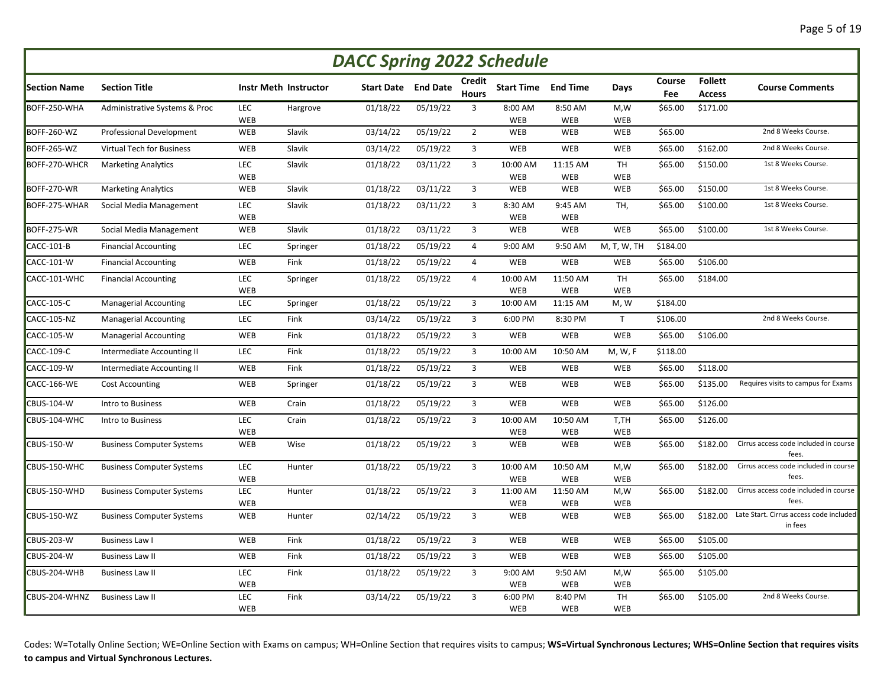# DACC Spring 2022 Schedule

| Section Name | Section Title | Instr Meth | Instructor | Start Date | End Date | Credit Hours | Start Time | End Time | Days | Course Fee | Follett Access | Course Comments |
|---|---|---|---|---|---|---|---|---|---|---|---|---|
| BOFF-250-WHA | Administrative Systems & Proc | LEC WEB | Hargrove | 01/18/22 | 05/19/22 | 3 | 8:00 AM WEB | 8:50 AM WEB | M,W WEB | $65.00 | $171.00 | |
| BOFF-260-WZ | Professional Development | WEB | Slavik | 03/14/22 | 05/19/22 | 2 | WEB | WEB | WEB | $65.00 | | 2nd 8 Weeks Course. |
| BOFF-265-WZ | Virtual Tech for Business | WEB | Slavik | 03/14/22 | 05/19/22 | 3 | WEB | WEB | WEB | $65.00 | $162.00 | 2nd 8 Weeks Course. |
| BOFF-270-WHCR | Marketing Analytics | LEC WEB | Slavik | 01/18/22 | 03/11/22 | 3 | 10:00 AM WEB | 11:15 AM WEB | TH WEB | $65.00 | $150.00 | 1st 8 Weeks Course. |
| BOFF-270-WR | Marketing Analytics | WEB | Slavik | 01/18/22 | 03/11/22 | 3 | WEB | WEB | WEB | $65.00 | $150.00 | 1st 8 Weeks Course. |
| BOFF-275-WHAR | Social Media Management | LEC WEB | Slavik | 01/18/22 | 03/11/22 | 3 | 8:30 AM WEB | 9:45 AM WEB | TH, | $65.00 | $100.00 | 1st 8 Weeks Course. |
| BOFF-275-WR | Social Media Management | WEB | Slavik | 01/18/22 | 03/11/22 | 3 | WEB | WEB | WEB | $65.00 | $100.00 | 1st 8 Weeks Course. |
| CACC-101-B | Financial Accounting | LEC | Springer | 01/18/22 | 05/19/22 | 4 | 9:00 AM | 9:50 AM | M, T, W, TH | $184.00 | | |
| CACC-101-W | Financial Accounting | WEB | Fink | 01/18/22 | 05/19/22 | 4 | WEB | WEB | WEB | $65.00 | $106.00 | |
| CACC-101-WHC | Financial Accounting | LEC WEB | Springer | 01/18/22 | 05/19/22 | 4 | 10:00 AM WEB | 11:50 AM WEB | TH WEB | $65.00 | $184.00 | |
| CACC-105-C | Managerial Accounting | LEC | Springer | 01/18/22 | 05/19/22 | 3 | 10:00 AM | 11:15 AM | M, W | $184.00 | | |
| CACC-105-NZ | Managerial Accounting | LEC | Fink | 03/14/22 | 05/19/22 | 3 | 6:00 PM | 8:30 PM | T | $106.00 | | 2nd 8 Weeks Course. |
| CACC-105-W | Managerial Accounting | WEB | Fink | 01/18/22 | 05/19/22 | 3 | WEB | WEB | WEB | $65.00 | $106.00 | |
| CACC-109-C | Intermediate Accounting II | LEC | Fink | 01/18/22 | 05/19/22 | 3 | 10:00 AM | 10:50 AM | M, W, F | $118.00 | | |
| CACC-109-W | Intermediate Accounting II | WEB | Fink | 01/18/22 | 05/19/22 | 3 | WEB | WEB | WEB | $65.00 | $118.00 | |
| CACC-166-WE | Cost Accounting | WEB | Springer | 01/18/22 | 05/19/22 | 3 | WEB | WEB | WEB | $65.00 | $135.00 | Requires visits to campus for Exams |
| CBUS-104-W | Intro to Business | WEB | Crain | 01/18/22 | 05/19/22 | 3 | WEB | WEB | WEB | $65.00 | $126.00 | |
| CBUS-104-WHC | Intro to Business | LEC WEB | Crain | 01/18/22 | 05/19/22 | 3 | 10:00 AM WEB | 10:50 AM WEB | T,TH WEB | $65.00 | $126.00 | |
| CBUS-150-W | Business Computer Systems | WEB | Wise | 01/18/22 | 05/19/22 | 3 | WEB | WEB | WEB | $65.00 | $182.00 | Cirrus access code included in course fees. |
| CBUS-150-WHC | Business Computer Systems | LEC WEB | Hunter | 01/18/22 | 05/19/22 | 3 | 10:00 AM WEB | 10:50 AM WEB | M,W WEB | $65.00 | $182.00 | Cirrus access code included in course fees. |
| CBUS-150-WHD | Business Computer Systems | LEC WEB | Hunter | 01/18/22 | 05/19/22 | 3 | 11:00 AM WEB | 11:50 AM WEB | M,W WEB | $65.00 | $182.00 | Cirrus access code included in course fees. |
| CBUS-150-WZ | Business Computer Systems | WEB | Hunter | 02/14/22 | 05/19/22 | 3 | WEB | WEB | WEB | $65.00 | $182.00 | Late Start. Cirrus access code included in fees |
| CBUS-203-W | Business Law I | WEB | Fink | 01/18/22 | 05/19/22 | 3 | WEB | WEB | WEB | $65.00 | $105.00 | |
| CBUS-204-W | Business Law II | WEB | Fink | 01/18/22 | 05/19/22 | 3 | WEB | WEB | WEB | $65.00 | $105.00 | |
| CBUS-204-WHB | Business Law II | LEC WEB | Fink | 01/18/22 | 05/19/22 | 3 | 9:00 AM WEB | 9:50 AM WEB | M,W WEB | $65.00 | $105.00 | |
| CBUS-204-WHNZ | Business Law II | LEC WEB | Fink | 03/14/22 | 05/19/22 | 3 | 6:00 PM WEB | 8:40 PM WEB | TH WEB | $65.00 | $105.00 | 2nd 8 Weeks Course. |

Codes: W=Totally Online Section; WE=Online Section with Exams on campus; WH=Online Section that requires visits to campus; **WS=Virtual Synchronous Lectures; WHS=Online Section that requires visits to campus and Virtual Synchronous Lectures.**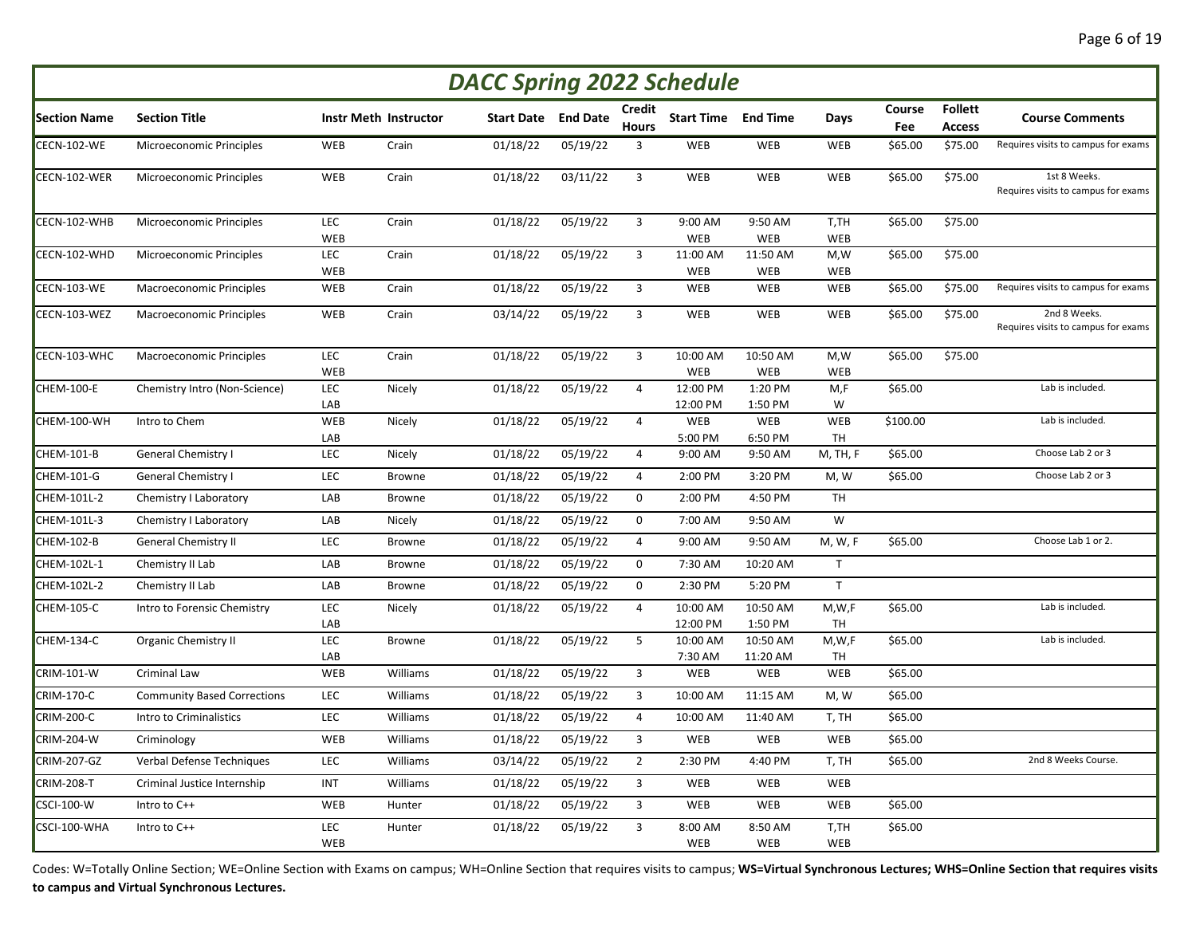# DACC Spring 2022 Schedule

| Section Name | Section Title | Instr Meth | Instructor | Start Date | End Date | Credit Hours | Start Time | End Time | Days | Course Fee | Follett Access | Course Comments |
|---|---|---|---|---|---|---|---|---|---|---|---|---|
| CECN-102-WE | Microeconomic Principles | WEB | Crain | 01/18/22 | 05/19/22 | 3 | WEB | WEB | WEB | $65.00 | $75.00 | Requires visits to campus for exams |
| CECN-102-WER | Microeconomic Principles | WEB | Crain | 01/18/22 | 03/11/22 | 3 | WEB | WEB | WEB | $65.00 | $75.00 | 1st 8 Weeks. Requires visits to campus for exams |
| CECN-102-WHB | Microeconomic Principles | LEC WEB | Crain | 01/18/22 | 05/19/22 | 3 | 9:00 AM WEB | 9:50 AM WEB | T,TH WEB | $65.00 | $75.00 | |
| CECN-102-WHD | Microeconomic Principles | LEC WEB | Crain | 01/18/22 | 05/19/22 | 3 | 11:00 AM WEB | 11:50 AM WEB | M,W WEB | $65.00 | $75.00 | |
| CECN-103-WE | Macroeconomic Principles | WEB | Crain | 01/18/22 | 05/19/22 | 3 | WEB | WEB | WEB | $65.00 | $75.00 | Requires visits to campus for exams |
| CECN-103-WEZ | Macroeconomic Principles | WEB | Crain | 03/14/22 | 05/19/22 | 3 | WEB | WEB | WEB | $65.00 | $75.00 | 2nd 8 Weeks. Requires visits to campus for exams |
| CECN-103-WHC | Macroeconomic Principles | LEC WEB | Crain | 01/18/22 | 05/19/22 | 3 | 10:00 AM WEB | 10:50 AM WEB | M,W WEB | $65.00 | $75.00 | |
| CHEM-100-E | Chemistry Intro (Non-Science) | LEC LAB | Nicely | 01/18/22 | 05/19/22 | 4 | 12:00 PM 12:00 PM | 1:20 PM 1:50 PM | M,F W | $65.00 | | Lab is included. |
| CHEM-100-WH | Intro to Chem | WEB LAB | Nicely | 01/18/22 | 05/19/22 | 4 | WEB 5:00 PM | WEB 6:50 PM | WEB TH | $100.00 | | Lab is included. |
| CHEM-101-B | General Chemistry I | LEC | Nicely | 01/18/22 | 05/19/22 | 4 | 9:00 AM | 9:50 AM | M, TH, F | $65.00 | | Choose Lab 2 or 3 |
| CHEM-101-G | General Chemistry I | LEC | Browne | 01/18/22 | 05/19/22 | 4 | 2:00 PM | 3:20 PM | M, W | $65.00 | | Choose Lab 2 or 3 |
| CHEM-101L-2 | Chemistry I Laboratory | LAB | Browne | 01/18/22 | 05/19/22 | 0 | 2:00 PM | 4:50 PM | TH | | | |
| CHEM-101L-3 | Chemistry I Laboratory | LAB | Nicely | 01/18/22 | 05/19/22 | 0 | 7:00 AM | 9:50 AM | W | | | |
| CHEM-102-B | General Chemistry II | LEC | Browne | 01/18/22 | 05/19/22 | 4 | 9:00 AM | 9:50 AM | M, W, F | $65.00 | | Choose Lab 1 or 2. |
| CHEM-102L-1 | Chemistry II Lab | LAB | Browne | 01/18/22 | 05/19/22 | 0 | 7:30 AM | 10:20 AM | T | | | |
| CHEM-102L-2 | Chemistry II Lab | LAB | Browne | 01/18/22 | 05/19/22 | 0 | 2:30 PM | 5:20 PM | T | | | |
| CHEM-105-C | Intro to Forensic Chemistry | LEC LAB | Nicely | 01/18/22 | 05/19/22 | 4 | 10:00 AM 12:00 PM | 10:50 AM 1:50 PM | M,W,F TH | $65.00 | | Lab is included. |
| CHEM-134-C | Organic Chemistry II | LEC LAB | Browne | 01/18/22 | 05/19/22 | 5 | 10:00 AM 7:30 AM | 10:50 AM 11:20 AM | M,W,F TH | $65.00 | | Lab is included. |
| CRIM-101-W | Criminal Law | WEB | Williams | 01/18/22 | 05/19/22 | 3 | WEB | WEB | WEB | $65.00 | | |
| CRIM-170-C | Community Based Corrections | LEC | Williams | 01/18/22 | 05/19/22 | 3 | 10:00 AM | 11:15 AM | M, W | $65.00 | | |
| CRIM-200-C | Intro to Criminalistics | LEC | Williams | 01/18/22 | 05/19/22 | 4 | 10:00 AM | 11:40 AM | T, TH | $65.00 | | |
| CRIM-204-W | Criminology | WEB | Williams | 01/18/22 | 05/19/22 | 3 | WEB | WEB | WEB | $65.00 | | |
| CRIM-207-GZ | Verbal Defense Techniques | LEC | Williams | 03/14/22 | 05/19/22 | 2 | 2:30 PM | 4:40 PM | T, TH | $65.00 | | 2nd 8 Weeks Course. |
| CRIM-208-T | Criminal Justice Internship | INT | Williams | 01/18/22 | 05/19/22 | 3 | WEB | WEB | WEB | | | |
| CSCI-100-W | Intro to C++ | WEB | Hunter | 01/18/22 | 05/19/22 | 3 | WEB | WEB | WEB | $65.00 | | |
| CSCI-100-WHA | Intro to C++ | LEC WEB | Hunter | 01/18/22 | 05/19/22 | 3 | 8:00 AM WEB | 8:50 AM WEB | T,TH WEB | $65.00 | | |

Codes: W=Totally Online Section; WE=Online Section with Exams on campus; WH=Online Section that requires visits to campus; **WS=Virtual Synchronous Lectures; WHS=Online Section that requires visits to campus and Virtual Synchronous Lectures.**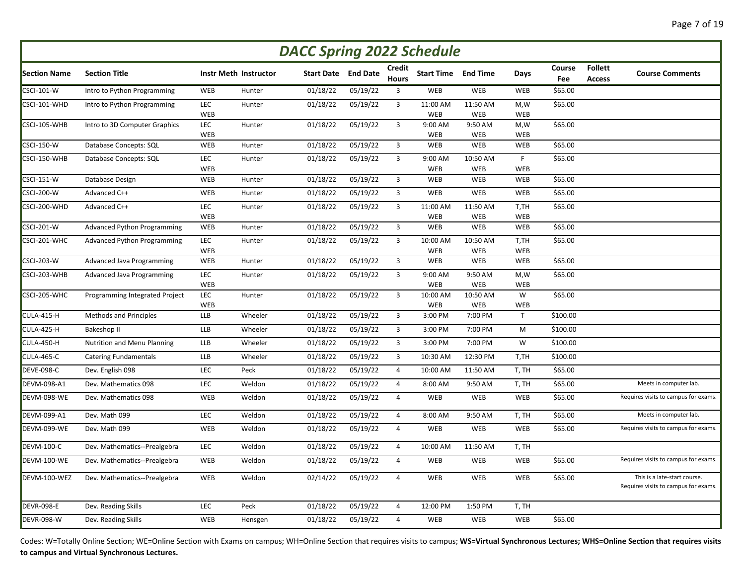# DACC Spring 2022 Schedule

| Section Name | Section Title | Instr Meth | Instructor | Start Date | End Date | Credit Hours | Start Time | End Time | Days | Course Fee | Follett Access | Course Comments |
|---|---|---|---|---|---|---|---|---|---|---|---|---|
| CSCI-101-W | Intro to Python Programming | WEB | Hunter | 01/18/22 | 05/19/22 | 3 | WEB | WEB | WEB | $65.00 | | |
| CSCI-101-WHD | Intro to Python Programming | LEC WEB | Hunter | 01/18/22 | 05/19/22 | 3 | 11:00 AM WEB | 11:50 AM WEB | M,W WEB | $65.00 | | |
| CSCI-105-WHB | Intro to 3D Computer Graphics | LEC WEB | Hunter | 01/18/22 | 05/19/22 | 3 | 9:00 AM WEB | 9:50 AM WEB | M,W WEB | $65.00 | | |
| CSCI-150-W | Database Concepts: SQL | WEB | Hunter | 01/18/22 | 05/19/22 | 3 | WEB | WEB | WEB | $65.00 | | |
| CSCI-150-WHB | Database Concepts: SQL | LEC WEB | Hunter | 01/18/22 | 05/19/22 | 3 | 9:00 AM WEB | 10:50 AM WEB | F WEB | $65.00 | | |
| CSCI-151-W | Database Design | WEB | Hunter | 01/18/22 | 05/19/22 | 3 | WEB | WEB | WEB | $65.00 | | |
| CSCI-200-W | Advanced C++ | WEB | Hunter | 01/18/22 | 05/19/22 | 3 | WEB | WEB | WEB | $65.00 | | |
| CSCI-200-WHD | Advanced C++ | LEC WEB | Hunter | 01/18/22 | 05/19/22 | 3 | 11:00 AM WEB | 11:50 AM WEB | T,TH WEB | $65.00 | | |
| CSCI-201-W | Advanced Python Programming | WEB | Hunter | 01/18/22 | 05/19/22 | 3 | WEB | WEB | WEB | $65.00 | | |
| CSCI-201-WHC | Advanced Python Programming | LEC WEB | Hunter | 01/18/22 | 05/19/22 | 3 | 10:00 AM WEB | 10:50 AM WEB | T,TH WEB | $65.00 | | |
| CSCI-203-W | Advanced Java Programming | WEB | Hunter | 01/18/22 | 05/19/22 | 3 | WEB | WEB | WEB | $65.00 | | |
| CSCI-203-WHB | Advanced Java Programming | LEC WEB | Hunter | 01/18/22 | 05/19/22 | 3 | 9:00 AM WEB | 9:50 AM WEB | M,W WEB | $65.00 | | |
| CSCI-205-WHC | Programming Integrated Project | LEC WEB | Hunter | 01/18/22 | 05/19/22 | 3 | 10:00 AM WEB | 10:50 AM WEB | W WEB | $65.00 | | |
| CULA-415-H | Methods and Principles | LLB | Wheeler | 01/18/22 | 05/19/22 | 3 | 3:00 PM | 7:00 PM | T | $100.00 | | |
| CULA-425-H | Bakeshop II | LLB | Wheeler | 01/18/22 | 05/19/22 | 3 | 3:00 PM | 7:00 PM | M | $100.00 | | |
| CULA-450-H | Nutrition and Menu Planning | LLB | Wheeler | 01/18/22 | 05/19/22 | 3 | 3:00 PM | 7:00 PM | W | $100.00 | | |
| CULA-465-C | Catering Fundamentals | LLB | Wheeler | 01/18/22 | 05/19/22 | 3 | 10:30 AM | 12:30 PM | T,TH | $100.00 | | |
| DEVE-098-C | Dev. English 098 | LEC | Peck | 01/18/22 | 05/19/22 | 4 | 10:00 AM | 11:50 AM | T, TH | $65.00 | | |
| DEVM-098-A1 | Dev. Mathematics 098 | LEC | Weldon | 01/18/22 | 05/19/22 | 4 | 8:00 AM | 9:50 AM | T, TH | $65.00 | | Meets in computer lab. |
| DEVM-098-WE | Dev. Mathematics 098 | WEB | Weldon | 01/18/22 | 05/19/22 | 4 | WEB | WEB | WEB | $65.00 | | Requires visits to campus for exams. |
| DEVM-099-A1 | Dev. Math 099 | LEC | Weldon | 01/18/22 | 05/19/22 | 4 | 8:00 AM | 9:50 AM | T, TH | $65.00 | | Meets in computer lab. |
| DEVM-099-WE | Dev. Math 099 | WEB | Weldon | 01/18/22 | 05/19/22 | 4 | WEB | WEB | WEB | $65.00 | | Requires visits to campus for exams. |
| DEVM-100-C | Dev. Mathematics--Prealgebra | LEC | Weldon | 01/18/22 | 05/19/22 | 4 | 10:00 AM | 11:50 AM | T, TH | | | |
| DEVM-100-WE | Dev. Mathematics--Prealgebra | WEB | Weldon | 01/18/22 | 05/19/22 | 4 | WEB | WEB | WEB | $65.00 | | Requires visits to campus for exams. |
| DEVM-100-WEZ | Dev. Mathematics--Prealgebra | WEB | Weldon | 02/14/22 | 05/19/22 | 4 | WEB | WEB | WEB | $65.00 | | This is a late-start course. Requires visits to campus for exams. |
| DEVR-098-E | Dev. Reading Skills | LEC | Peck | 01/18/22 | 05/19/22 | 4 | 12:00 PM | 1:50 PM | T, TH | | | |
| DEVR-098-W | Dev. Reading Skills | WEB | Hensgen | 01/18/22 | 05/19/22 | 4 | WEB | WEB | WEB | $65.00 | | |

Codes: W=Totally Online Section; WE=Online Section with Exams on campus; WH=Online Section that requires visits to campus; **WS=Virtual Synchronous Lectures; WHS=Online Section that requires visits to campus and Virtual Synchronous Lectures.**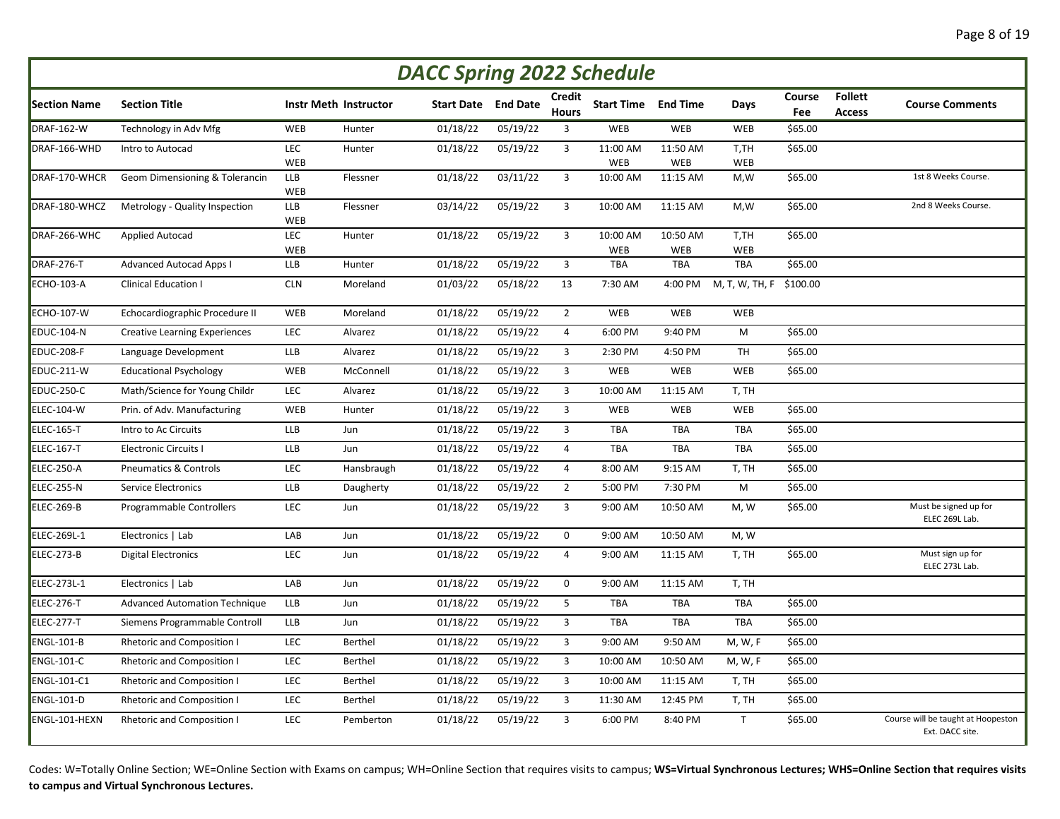# DACC Spring 2022 Schedule

| Section Name | Section Title | Instr Meth | Instructor | Start Date | End Date | Credit Hours | Start Time | End Time | Days | Course Fee | Follett Access | Course Comments |
|---|---|---|---|---|---|---|---|---|---|---|---|---|
| DRAF-162-W | Technology in Adv Mfg | WEB | Hunter | 01/18/22 | 05/19/22 | 3 | WEB | WEB | WEB | $65.00 | | |
| DRAF-166-WHD | Intro to Autocad | LEC WEB | Hunter | 01/18/22 | 05/19/22 | 3 | 11:00 AM WEB | 11:50 AM WEB | T,TH WEB | $65.00 | | |
| DRAF-170-WHCR | Geom Dimensioning & Tolerancin | LLB WEB | Flessner | 01/18/22 | 03/11/22 | 3 | 10:00 AM | 11:15 AM | M,W | $65.00 | | 1st 8 Weeks Course. |
| DRAF-180-WHCZ | Metrology - Quality Inspection | LLB WEB | Flessner | 03/14/22 | 05/19/22 | 3 | 10:00 AM | 11:15 AM | M,W | $65.00 | | 2nd 8 Weeks Course. |
| DRAF-266-WHC | Applied Autocad | LEC WEB | Hunter | 01/18/22 | 05/19/22 | 3 | 10:00 AM WEB | 10:50 AM WEB | T,TH WEB | $65.00 | | |
| DRAF-276-T | Advanced Autocad Apps I | LLB | Hunter | 01/18/22 | 05/19/22 | 3 | TBA | TBA | TBA | $65.00 | | |
| ECHO-103-A | Clinical Education I | CLN | Moreland | 01/03/22 | 05/18/22 | 13 | 7:30 AM | 4:00 PM | M, T, W, TH, F | $100.00 | | |
| ECHO-107-W | Echocardiographic Procedure II | WEB | Moreland | 01/18/22 | 05/19/22 | 2 | WEB | WEB | WEB | | | |
| EDUC-104-N | Creative Learning Experiences | LEC | Alvarez | 01/18/22 | 05/19/22 | 4 | 6:00 PM | 9:40 PM | M | $65.00 | | |
| EDUC-208-F | Language Development | LLB | Alvarez | 01/18/22 | 05/19/22 | 3 | 2:30 PM | 4:50 PM | TH | $65.00 | | |
| EDUC-211-W | Educational Psychology | WEB | McConnell | 01/18/22 | 05/19/22 | 3 | WEB | WEB | WEB | $65.00 | | |
| EDUC-250-C | Math/Science for Young Childr | LEC | Alvarez | 01/18/22 | 05/19/22 | 3 | 10:00 AM | 11:15 AM | T, TH | | | |
| ELEC-104-W | Prin. of Adv. Manufacturing | WEB | Hunter | 01/18/22 | 05/19/22 | 3 | WEB | WEB | WEB | $65.00 | | |
| ELEC-165-T | Intro to Ac Circuits | LLB | Jun | 01/18/22 | 05/19/22 | 3 | TBA | TBA | TBA | $65.00 | | |
| ELEC-167-T | Electronic Circuits I | LLB | Jun | 01/18/22 | 05/19/22 | 4 | TBA | TBA | TBA | $65.00 | | |
| ELEC-250-A | Pneumatics & Controls | LEC | Hansbraugh | 01/18/22 | 05/19/22 | 4 | 8:00 AM | 9:15 AM | T, TH | $65.00 | | |
| ELEC-255-N | Service Electronics | LLB | Daugherty | 01/18/22 | 05/19/22 | 2 | 5:00 PM | 7:30 PM | M | $65.00 | | |
| ELEC-269-B | Programmable Controllers | LEC | Jun | 01/18/22 | 05/19/22 | 3 | 9:00 AM | 10:50 AM | M, W | $65.00 | | Must be signed up for ELEC 269L Lab. |
| ELEC-269L-1 | Electronics \| Lab | LAB | Jun | 01/18/22 | 05/19/22 | 0 | 9:00 AM | 10:50 AM | M, W | | | |
| ELEC-273-B | Digital Electronics | LEC | Jun | 01/18/22 | 05/19/22 | 4 | 9:00 AM | 11:15 AM | T, TH | $65.00 | | Must sign up for ELEC 273L Lab. |
| ELEC-273L-1 | Electronics \| Lab | LAB | Jun | 01/18/22 | 05/19/22 | 0 | 9:00 AM | 11:15 AM | T, TH | | | |
| ELEC-276-T | Advanced Automation Technique | LLB | Jun | 01/18/22 | 05/19/22 | 5 | TBA | TBA | TBA | $65.00 | | |
| ELEC-277-T | Siemens Programmable Controll | LLB | Jun | 01/18/22 | 05/19/22 | 3 | TBA | TBA | TBA | $65.00 | | |
| ENGL-101-B | Rhetoric and Composition I | LEC | Berthel | 01/18/22 | 05/19/22 | 3 | 9:00 AM | 9:50 AM | M, W, F | $65.00 | | |
| ENGL-101-C | Rhetoric and Composition I | LEC | Berthel | 01/18/22 | 05/19/22 | 3 | 10:00 AM | 10:50 AM | M, W, F | $65.00 | | |
| ENGL-101-C1 | Rhetoric and Composition I | LEC | Berthel | 01/18/22 | 05/19/22 | 3 | 10:00 AM | 11:15 AM | T, TH | $65.00 | | |
| ENGL-101-D | Rhetoric and Composition I | LEC | Berthel | 01/18/22 | 05/19/22 | 3 | 11:30 AM | 12:45 PM | T, TH | $65.00 | | |
| ENGL-101-HEXN | Rhetoric and Composition I | LEC | Pemberton | 01/18/22 | 05/19/22 | 3 | 6:00 PM | 8:40 PM | T | $65.00 | | Course will be taught at Hoopeston Ext. DACC site. |

Codes: W=Totally Online Section; WE=Online Section with Exams on campus; WH=Online Section that requires visits to campus; **WS=Virtual Synchronous Lectures; WHS=Online Section that requires visits to campus and Virtual Synchronous Lectures.**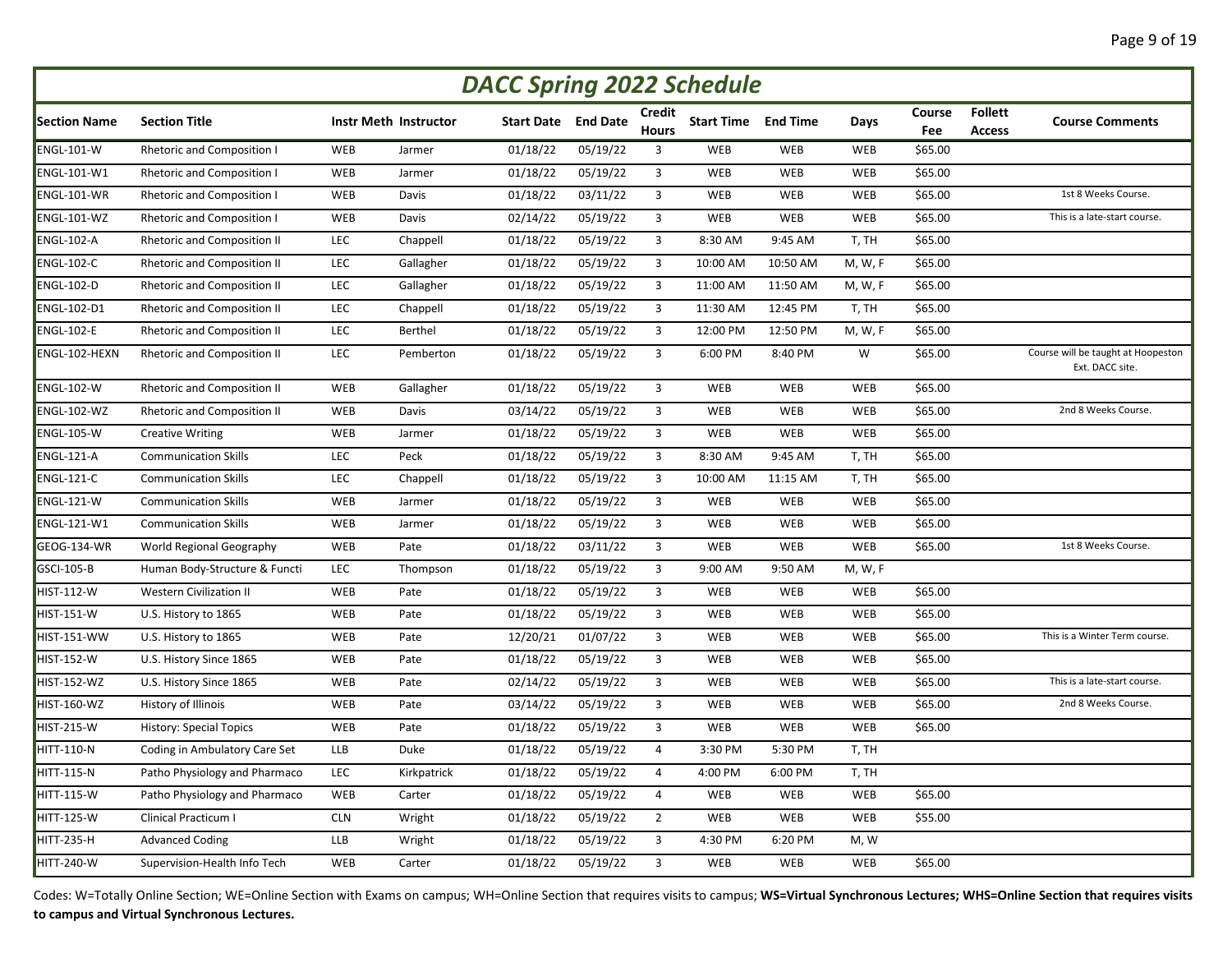# DACC Spring 2022 Schedule

| Section Name | Section Title | Instr Meth | Instructor | Start Date | End Date | Credit Hours | Start Time | End Time | Days | Course Fee | Follett Access | Course Comments |
|---|---|---|---|---|---|---|---|---|---|---|---|---|
| ENGL-101-W | Rhetoric and Composition I | WEB | Jarmer | 01/18/22 | 05/19/22 | 3 | WEB | WEB | WEB | $65.00 | | |
| ENGL-101-W1 | Rhetoric and Composition I | WEB | Jarmer | 01/18/22 | 05/19/22 | 3 | WEB | WEB | WEB | $65.00 | | |
| ENGL-101-WR | Rhetoric and Composition I | WEB | Davis | 01/18/22 | 03/11/22 | 3 | WEB | WEB | WEB | $65.00 | | 1st 8 Weeks Course. |
| ENGL-101-WZ | Rhetoric and Composition I | WEB | Davis | 02/14/22 | 05/19/22 | 3 | WEB | WEB | WEB | $65.00 | | This is a late-start course. |
| ENGL-102-A | Rhetoric and Composition II | LEC | Chappell | 01/18/22 | 05/19/22 | 3 | 8:30 AM | 9:45 AM | T, TH | $65.00 | | |
| ENGL-102-C | Rhetoric and Composition II | LEC | Gallagher | 01/18/22 | 05/19/22 | 3 | 10:00 AM | 10:50 AM | M, W, F | $65.00 | | |
| ENGL-102-D | Rhetoric and Composition II | LEC | Gallagher | 01/18/22 | 05/19/22 | 3 | 11:00 AM | 11:50 AM | M, W, F | $65.00 | | |
| ENGL-102-D1 | Rhetoric and Composition II | LEC | Chappell | 01/18/22 | 05/19/22 | 3 | 11:30 AM | 12:45 PM | T, TH | $65.00 | | |
| ENGL-102-E | Rhetoric and Composition II | LEC | Berthel | 01/18/22 | 05/19/22 | 3 | 12:00 PM | 12:50 PM | M, W, F | $65.00 | | |
| ENGL-102-HEXN | Rhetoric and Composition II | LEC | Pemberton | 01/18/22 | 05/19/22 | 3 | 6:00 PM | 8:40 PM | W | $65.00 | | Course will be taught at Hoopeston Ext. DACC site. |
| ENGL-102-W | Rhetoric and Composition II | WEB | Gallagher | 01/18/22 | 05/19/22 | 3 | WEB | WEB | WEB | $65.00 | | |
| ENGL-102-WZ | Rhetoric and Composition II | WEB | Davis | 03/14/22 | 05/19/22 | 3 | WEB | WEB | WEB | $65.00 | | 2nd 8 Weeks Course. |
| ENGL-105-W | Creative Writing | WEB | Jarmer | 01/18/22 | 05/19/22 | 3 | WEB | WEB | WEB | $65.00 | | |
| ENGL-121-A | Communication Skills | LEC | Peck | 01/18/22 | 05/19/22 | 3 | 8:30 AM | 9:45 AM | T, TH | $65.00 | | |
| ENGL-121-C | Communication Skills | LEC | Chappell | 01/18/22 | 05/19/22 | 3 | 10:00 AM | 11:15 AM | T, TH | $65.00 | | |
| ENGL-121-W | Communication Skills | WEB | Jarmer | 01/18/22 | 05/19/22 | 3 | WEB | WEB | WEB | $65.00 | | |
| ENGL-121-W1 | Communication Skills | WEB | Jarmer | 01/18/22 | 05/19/22 | 3 | WEB | WEB | WEB | $65.00 | | |
| GEOG-134-WR | World Regional Geography | WEB | Pate | 01/18/22 | 03/11/22 | 3 | WEB | WEB | WEB | $65.00 | | 1st 8 Weeks Course. |
| GSCI-105-B | Human Body-Structure & Functi | LEC | Thompson | 01/18/22 | 05/19/22 | 3 | 9:00 AM | 9:50 AM | M, W, F | | | |
| HIST-112-W | Western Civilization II | WEB | Pate | 01/18/22 | 05/19/22 | 3 | WEB | WEB | WEB | $65.00 | | |
| HIST-151-W | U.S. History to 1865 | WEB | Pate | 01/18/22 | 05/19/22 | 3 | WEB | WEB | WEB | $65.00 | | |
| HIST-151-WW | U.S. History to 1865 | WEB | Pate | 12/20/21 | 01/07/22 | 3 | WEB | WEB | WEB | $65.00 | | This is a Winter Term course. |
| HIST-152-W | U.S. History Since 1865 | WEB | Pate | 01/18/22 | 05/19/22 | 3 | WEB | WEB | WEB | $65.00 | | |
| HIST-152-WZ | U.S. History Since 1865 | WEB | Pate | 02/14/22 | 05/19/22 | 3 | WEB | WEB | WEB | $65.00 | | This is a late-start course. |
| HIST-160-WZ | History of Illinois | WEB | Pate | 03/14/22 | 05/19/22 | 3 | WEB | WEB | WEB | $65.00 | | 2nd 8 Weeks Course. |
| HIST-215-W | History: Special Topics | WEB | Pate | 01/18/22 | 05/19/22 | 3 | WEB | WEB | WEB | $65.00 | | |
| HITT-110-N | Coding in Ambulatory Care Set | LLB | Duke | 01/18/22 | 05/19/22 | 4 | 3:30 PM | 5:30 PM | T, TH | | | |
| HITT-115-N | Patho Physiology and Pharmaco | LEC | Kirkpatrick | 01/18/22 | 05/19/22 | 4 | 4:00 PM | 6:00 PM | T, TH | | | |
| HITT-115-W | Patho Physiology and Pharmaco | WEB | Carter | 01/18/22 | 05/19/22 | 4 | WEB | WEB | WEB | $65.00 | | |
| HITT-125-W | Clinical Practicum I | CLN | Wright | 01/18/22 | 05/19/22 | 2 | WEB | WEB | WEB | $55.00 | | |
| HITT-235-H | Advanced Coding | LLB | Wright | 01/18/22 | 05/19/22 | 3 | 4:30 PM | 6:20 PM | M, W | | | |
| HITT-240-W | Supervision-Health Info Tech | WEB | Carter | 01/18/22 | 05/19/22 | 3 | WEB | WEB | WEB | $65.00 | | |

Codes: W=Totally Online Section; WE=Online Section with Exams on campus; WH=Online Section that requires visits to campus; **WS=Virtual Synchronous Lectures; WHS=Online Section that requires visits to campus and Virtual Synchronous Lectures.**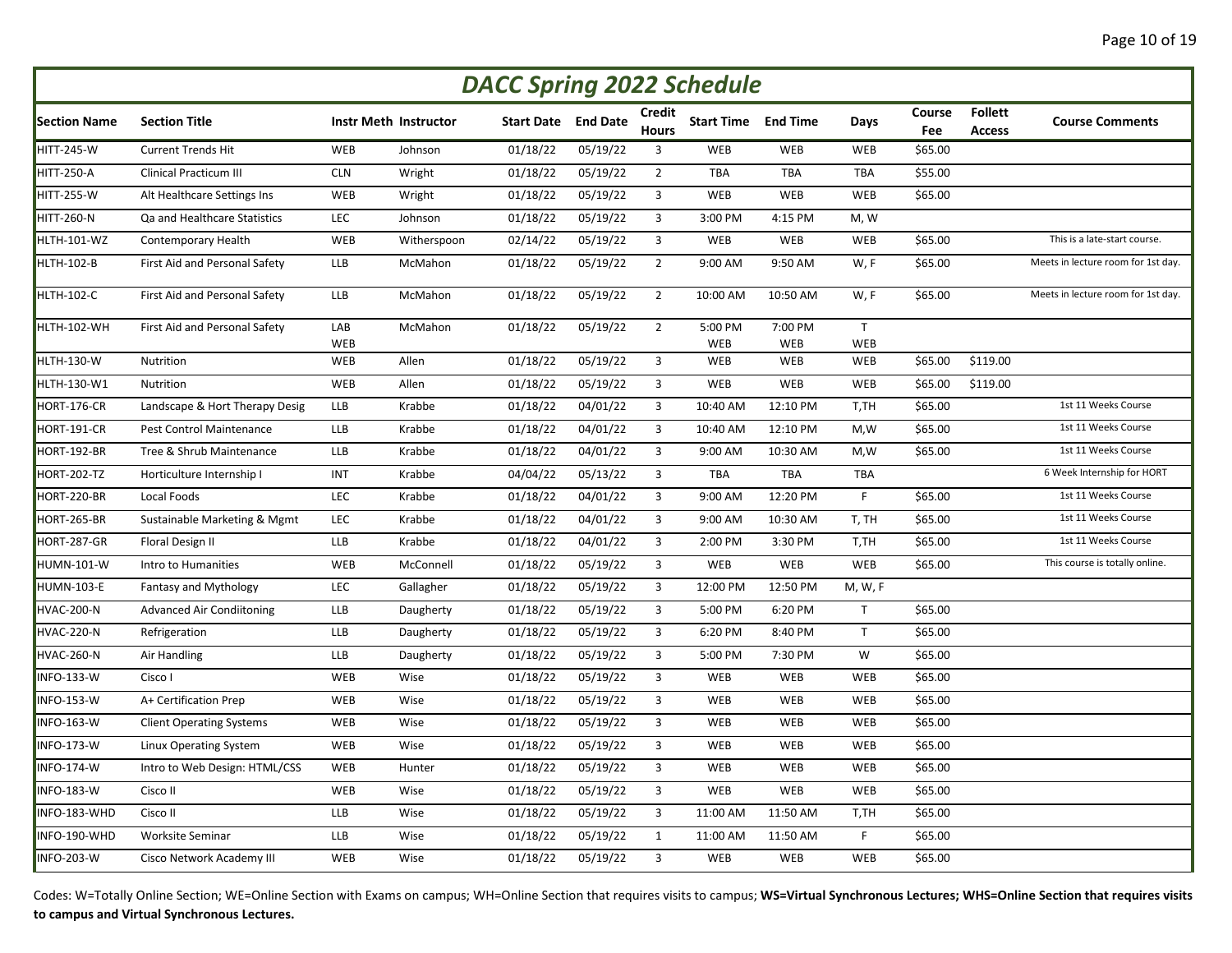# DACC Spring 2022 Schedule

| Section Name | Section Title | Instr Meth | Instructor | Start Date | End Date | Credit Hours | Start Time | End Time | Days | Course Fee | Follett Access | Course Comments |
|---|---|---|---|---|---|---|---|---|---|---|---|---|
| HITT-245-W | Current Trends Hit | WEB | Johnson | 01/18/22 | 05/19/22 | 3 | WEB | WEB | WEB | $65.00 | | |
| HITT-250-A | Clinical Practicum III | CLN | Wright | 01/18/22 | 05/19/22 | 2 | TBA | TBA | TBA | $55.00 | | |
| HITT-255-W | Alt Healthcare Settings Ins | WEB | Wright | 01/18/22 | 05/19/22 | 3 | WEB | WEB | WEB | $65.00 | | |
| HITT-260-N | Qa and Healthcare Statistics | LEC | Johnson | 01/18/22 | 05/19/22 | 3 | 3:00 PM | 4:15 PM | M, W | | | |
| HLTH-101-WZ | Contemporary Health | WEB | Witherspoon | 02/14/22 | 05/19/22 | 3 | WEB | WEB | WEB | $65.00 | | This is a late-start course. |
| HLTH-102-B | First Aid and Personal Safety | LLB | McMahon | 01/18/22 | 05/19/22 | 2 | 9:00 AM | 9:50 AM | W, F | $65.00 | | Meets in lecture room for 1st day. |
| HLTH-102-C | First Aid and Personal Safety | LLB | McMahon | 01/18/22 | 05/19/22 | 2 | 10:00 AM | 10:50 AM | W, F | $65.00 | | Meets in lecture room for 1st day. |
| HLTH-102-WH | First Aid and Personal Safety | LAB WEB | McMahon | 01/18/22 | 05/19/22 | 2 | 5:00 PM WEB | 7:00 PM WEB | T WEB | | | |
| HLTH-130-W | Nutrition | WEB | Allen | 01/18/22 | 05/19/22 | 3 | WEB | WEB | WEB | $65.00 | $119.00 | |
| HLTH-130-W1 | Nutrition | WEB | Allen | 01/18/22 | 05/19/22 | 3 | WEB | WEB | WEB | $65.00 | $119.00 | |
| HORT-176-CR | Landscape & Hort Therapy Desig | LLB | Krabbe | 01/18/22 | 04/01/22 | 3 | 10:40 AM | 12:10 PM | T,TH | $65.00 | | 1st 11 Weeks Course |
| HORT-191-CR | Pest Control Maintenance | LLB | Krabbe | 01/18/22 | 04/01/22 | 3 | 10:40 AM | 12:10 PM | M,W | $65.00 | | 1st 11 Weeks Course |
| HORT-192-BR | Tree & Shrub Maintenance | LLB | Krabbe | 01/18/22 | 04/01/22 | 3 | 9:00 AM | 10:30 AM | M,W | $65.00 | | 1st 11 Weeks Course |
| HORT-202-TZ | Horticulture Internship I | INT | Krabbe | 04/04/22 | 05/13/22 | 3 | TBA | TBA | TBA | | | 6 Week Internship for HORT |
| HORT-220-BR | Local Foods | LEC | Krabbe | 01/18/22 | 04/01/22 | 3 | 9:00 AM | 12:20 PM | F | $65.00 | | 1st 11 Weeks Course |
| HORT-265-BR | Sustainable Marketing & Mgmt | LEC | Krabbe | 01/18/22 | 04/01/22 | 3 | 9:00 AM | 10:30 AM | T, TH | $65.00 | | 1st 11 Weeks Course |
| HORT-287-GR | Floral Design II | LLB | Krabbe | 01/18/22 | 04/01/22 | 3 | 2:00 PM | 3:30 PM | T,TH | $65.00 | | 1st 11 Weeks Course |
| HUMN-101-W | Intro to Humanities | WEB | McConnell | 01/18/22 | 05/19/22 | 3 | WEB | WEB | WEB | $65.00 | | This course is totally online. |
| HUMN-103-E | Fantasy and Mythology | LEC | Gallagher | 01/18/22 | 05/19/22 | 3 | 12:00 PM | 12:50 PM | M, W, F | | | |
| HVAC-200-N | Advanced Air Condiitoning | LLB | Daugherty | 01/18/22 | 05/19/22 | 3 | 5:00 PM | 6:20 PM | T | $65.00 | | |
| HVAC-220-N | Refrigeration | LLB | Daugherty | 01/18/22 | 05/19/22 | 3 | 6:20 PM | 8:40 PM | T | $65.00 | | |
| HVAC-260-N | Air Handling | LLB | Daugherty | 01/18/22 | 05/19/22 | 3 | 5:00 PM | 7:30 PM | W | $65.00 | | |
| INFO-133-W | Cisco I | WEB | Wise | 01/18/22 | 05/19/22 | 3 | WEB | WEB | WEB | $65.00 | | |
| INFO-153-W | A+ Certification Prep | WEB | Wise | 01/18/22 | 05/19/22 | 3 | WEB | WEB | WEB | $65.00 | | |
| INFO-163-W | Client Operating Systems | WEB | Wise | 01/18/22 | 05/19/22 | 3 | WEB | WEB | WEB | $65.00 | | |
| INFO-173-W | Linux Operating System | WEB | Wise | 01/18/22 | 05/19/22 | 3 | WEB | WEB | WEB | $65.00 | | |
| INFO-174-W | Intro to Web Design: HTML/CSS | WEB | Hunter | 01/18/22 | 05/19/22 | 3 | WEB | WEB | WEB | $65.00 | | |
| INFO-183-W | Cisco II | WEB | Wise | 01/18/22 | 05/19/22 | 3 | WEB | WEB | WEB | $65.00 | | |
| INFO-183-WHD | Cisco II | LLB | Wise | 01/18/22 | 05/19/22 | 3 | 11:00 AM | 11:50 AM | T,TH | $65.00 | | |
| INFO-190-WHD | Worksite Seminar | LLB | Wise | 01/18/22 | 05/19/22 | 1 | 11:00 AM | 11:50 AM | F | $65.00 | | |
| INFO-203-W | Cisco Network Academy III | WEB | Wise | 01/18/22 | 05/19/22 | 3 | WEB | WEB | WEB | $65.00 | | |

Codes: W=Totally Online Section; WE=Online Section with Exams on campus; WH=Online Section that requires visits to campus; **WS=Virtual Synchronous Lectures; WHS=Online Section that requires visits to campus and Virtual Synchronous Lectures.**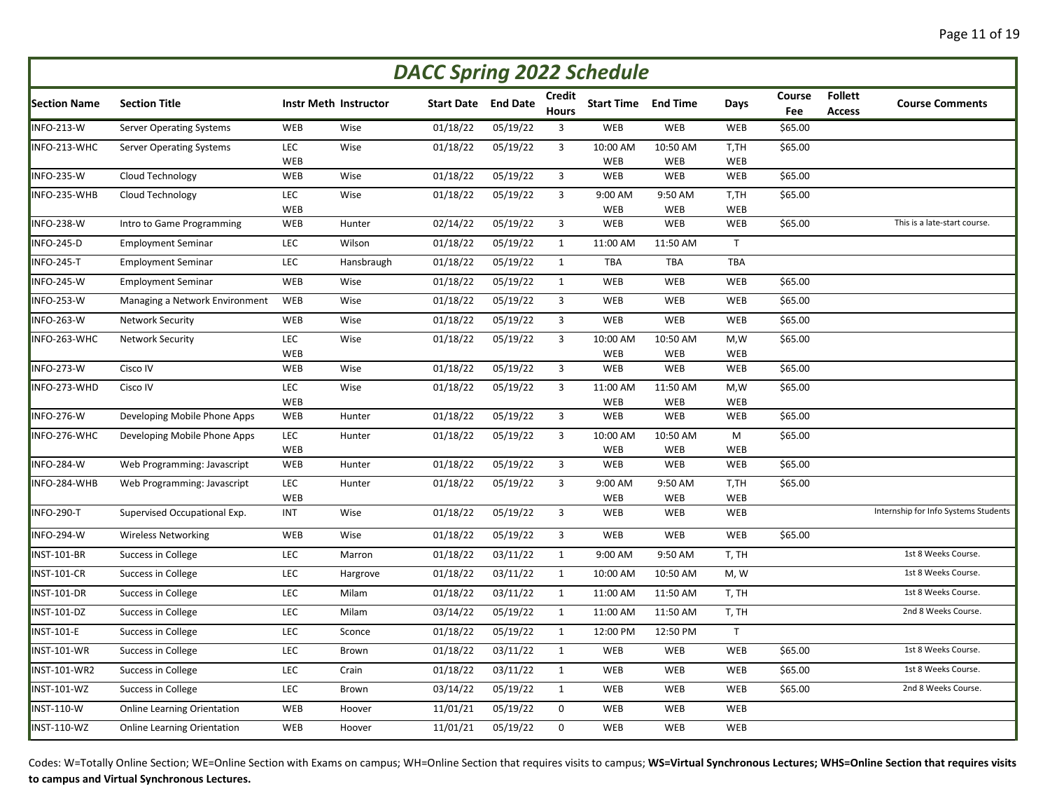# DACC Spring 2022 Schedule

| Section Name | Section Title | Instr Meth | Instructor | Start Date | End Date | Credit Hours | Start Time | End Time | Days | Course Fee | Follett Access | Course Comments |
|---|---|---|---|---|---|---|---|---|---|---|---|---|
| INFO-213-W | Server Operating Systems | WEB | Wise | 01/18/22 | 05/19/22 | 3 | WEB | WEB | WEB | $65.00 | | |
| INFO-213-WHC | Server Operating Systems | LEC<br>WEB | Wise | 01/18/22 | 05/19/22 | 3 | 10:00 AM<br>WEB | 10:50 AM<br>WEB | T,TH<br>WEB | $65.00 | | |
| INFO-235-W | Cloud Technology | WEB | Wise | 01/18/22 | 05/19/22 | 3 | WEB | WEB | WEB | $65.00 | | |
| INFO-235-WHB | Cloud Technology | LEC<br>WEB | Wise | 01/18/22 | 05/19/22 | 3 | 9:00 AM<br>WEB | 9:50 AM<br>WEB | T,TH<br>WEB | $65.00 | | |
| INFO-238-W | Intro to Game Programming | WEB | Hunter | 02/14/22 | 05/19/22 | 3 | WEB | WEB | WEB | $65.00 | | This is a late-start course. |
| INFO-245-D | Employment Seminar | LEC | Wilson | 01/18/22 | 05/19/22 | 1 | 11:00 AM | 11:50 AM | T | | | |
| INFO-245-T | Employment Seminar | LEC | Hansbraugh | 01/18/22 | 05/19/22 | 1 | TBA | TBA | TBA | | | |
| INFO-245-W | Employment Seminar | WEB | Wise | 01/18/22 | 05/19/22 | 1 | WEB | WEB | WEB | $65.00 | | |
| INFO-253-W | Managing a Network Environment | WEB | Wise | 01/18/22 | 05/19/22 | 3 | WEB | WEB | WEB | $65.00 | | |
| INFO-263-W | Network Security | WEB | Wise | 01/18/22 | 05/19/22 | 3 | WEB | WEB | WEB | $65.00 | | |
| INFO-263-WHC | Network Security | LEC<br>WEB | Wise | 01/18/22 | 05/19/22 | 3 | 10:00 AM<br>WEB | 10:50 AM<br>WEB | M,W<br>WEB | $65.00 | | |
| INFO-273-W | Cisco IV | WEB | Wise | 01/18/22 | 05/19/22 | 3 | WEB | WEB | WEB | $65.00 | | |
| INFO-273-WHD | Cisco IV | LEC<br>WEB | Wise | 01/18/22 | 05/19/22 | 3 | 11:00 AM<br>WEB | 11:50 AM<br>WEB | M,W<br>WEB | $65.00 | | |
| INFO-276-W | Developing Mobile Phone Apps | WEB | Hunter | 01/18/22 | 05/19/22 | 3 | WEB | WEB | WEB | $65.00 | | |
| INFO-276-WHC | Developing Mobile Phone Apps | LEC<br>WEB | Hunter | 01/18/22 | 05/19/22 | 3 | 10:00 AM<br>WEB | 10:50 AM<br>WEB | M<br>WEB | $65.00 | | |
| INFO-284-W | Web Programming: Javascript | WEB | Hunter | 01/18/22 | 05/19/22 | 3 | WEB | WEB | WEB | $65.00 | | |
| INFO-284-WHB | Web Programming: Javascript | LEC<br>WEB | Hunter | 01/18/22 | 05/19/22 | 3 | 9:00 AM<br>WEB | 9:50 AM<br>WEB | T,TH<br>WEB | $65.00 | | |
| INFO-290-T | Supervised Occupational Exp. | INT | Wise | 01/18/22 | 05/19/22 | 3 | WEB | WEB | WEB | | | Internship for Info Systems Students |
| INFO-294-W | Wireless Networking | WEB | Wise | 01/18/22 | 05/19/22 | 3 | WEB | WEB | WEB | $65.00 | | |
| INST-101-BR | Success in College | LEC | Marron | 01/18/22 | 03/11/22 | 1 | 9:00 AM | 9:50 AM | T, TH | | | 1st 8 Weeks Course. |
| INST-101-CR | Success in College | LEC | Hargrove | 01/18/22 | 03/11/22 | 1 | 10:00 AM | 10:50 AM | M, W | | | 1st 8 Weeks Course. |
| INST-101-DR | Success in College | LEC | Milam | 01/18/22 | 03/11/22 | 1 | 11:00 AM | 11:50 AM | T, TH | | | 1st 8 Weeks Course. |
| INST-101-DZ | Success in College | LEC | Milam | 03/14/22 | 05/19/22 | 1 | 11:00 AM | 11:50 AM | T, TH | | | 2nd 8 Weeks Course. |
| INST-101-E | Success in College | LEC | Sconce | 01/18/22 | 05/19/22 | 1 | 12:00 PM | 12:50 PM | T | | | |
| INST-101-WR | Success in College | LEC | Brown | 01/18/22 | 03/11/22 | 1 | WEB | WEB | WEB | $65.00 | | 1st 8 Weeks Course. |
| INST-101-WR2 | Success in College | LEC | Crain | 01/18/22 | 03/11/22 | 1 | WEB | WEB | WEB | $65.00 | | 1st 8 Weeks Course. |
| INST-101-WZ | Success in College | LEC | Brown | 03/14/22 | 05/19/22 | 1 | WEB | WEB | WEB | $65.00 | | 2nd 8 Weeks Course. |
| INST-110-W | Online Learning Orientation | WEB | Hoover | 11/01/21 | 05/19/22 | 0 | WEB | WEB | WEB | | | |
| INST-110-WZ | Online Learning Orientation | WEB | Hoover | 11/01/21 | 05/19/22 | 0 | WEB | WEB | WEB | | | |

Codes: W=Totally Online Section; WE=Online Section with Exams on campus; WH=Online Section that requires visits to campus; **WS=Virtual Synchronous Lectures; WHS=Online Section that requires visits to campus and Virtual Synchronous Lectures.**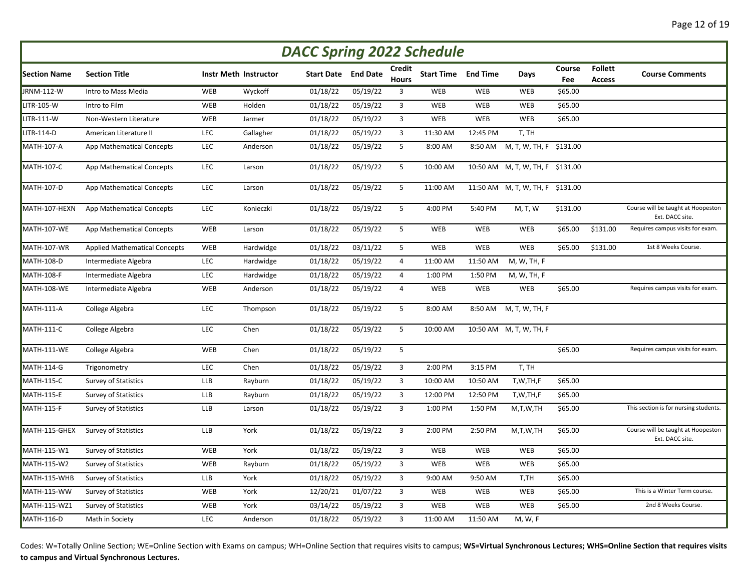# DACC Spring 2022 Schedule

| Section Name | Section Title | Instr Meth | Instructor | Start Date | End Date | Credit Hours | Start Time | End Time | Days | Course Fee | Follett Access | Course Comments |
|---|---|---|---|---|---|---|---|---|---|---|---|---|
| JRNM-112-W | Intro to Mass Media | WEB | Wyckoff | 01/18/22 | 05/19/22 | 3 | WEB | WEB | WEB | $65.00 | | |
| LITR-105-W | Intro to Film | WEB | Holden | 01/18/22 | 05/19/22 | 3 | WEB | WEB | WEB | $65.00 | | |
| LITR-111-W | Non-Western Literature | WEB | Jarmer | 01/18/22 | 05/19/22 | 3 | WEB | WEB | WEB | $65.00 | | |
| LITR-114-D | American Literature II | LEC | Gallagher | 01/18/22 | 05/19/22 | 3 | 11:30 AM | 12:45 PM | T, TH | | | |
| MATH-107-A | App Mathematical Concepts | LEC | Anderson | 01/18/22 | 05/19/22 | 5 | 8:00 AM | 8:50 AM | M, T, W, TH, F | $131.00 | | |
| MATH-107-C | App Mathematical Concepts | LEC | Larson | 01/18/22 | 05/19/22 | 5 | 10:00 AM | 10:50 AM | M, T, W, TH, F | $131.00 | | |
| MATH-107-D | App Mathematical Concepts | LEC | Larson | 01/18/22 | 05/19/22 | 5 | 11:00 AM | 11:50 AM | M, T, W, TH, F | $131.00 | | |
| MATH-107-HEXN | App Mathematical Concepts | LEC | Konieczki | 01/18/22 | 05/19/22 | 5 | 4:00 PM | 5:40 PM | M, T, W | $131.00 | | Course will be taught at Hoopeston Ext. DACC site. |
| MATH-107-WE | App Mathematical Concepts | WEB | Larson | 01/18/22 | 05/19/22 | 5 | WEB | WEB | WEB | $65.00 | $131.00 | Requires campus visits for exam. |
| MATH-107-WR | Applied Mathematical Concepts | WEB | Hardwidge | 01/18/22 | 03/11/22 | 5 | WEB | WEB | WEB | $65.00 | $131.00 | 1st 8 Weeks Course. |
| MATH-108-D | Intermediate Algebra | LEC | Hardwidge | 01/18/22 | 05/19/22 | 4 | 11:00 AM | 11:50 AM | M, W, TH, F | | | |
| MATH-108-F | Intermediate Algebra | LEC | Hardwidge | 01/18/22 | 05/19/22 | 4 | 1:00 PM | 1:50 PM | M, W, TH, F | | | |
| MATH-108-WE | Intermediate Algebra | WEB | Anderson | 01/18/22 | 05/19/22 | 4 | WEB | WEB | WEB | $65.00 | | Requires campus visits for exam. |
| MATH-111-A | College Algebra | LEC | Thompson | 01/18/22 | 05/19/22 | 5 | 8:00 AM | 8:50 AM | M, T, W, TH, F | | | |
| MATH-111-C | College Algebra | LEC | Chen | 01/18/22 | 05/19/22 | 5 | 10:00 AM | 10:50 AM | M, T, W, TH, F | | | |
| MATH-111-WE | College Algebra | WEB | Chen | 01/18/22 | 05/19/22 | 5 | | | | $65.00 | | Requires campus visits for exam. |
| MATH-114-G | Trigonometry | LEC | Chen | 01/18/22 | 05/19/22 | 3 | 2:00 PM | 3:15 PM | T, TH | | | |
| MATH-115-C | Survey of Statistics | LLB | Rayburn | 01/18/22 | 05/19/22 | 3 | 10:00 AM | 10:50 AM | T,W,TH,F | $65.00 | | |
| MATH-115-E | Survey of Statistics | LLB | Rayburn | 01/18/22 | 05/19/22 | 3 | 12:00 PM | 12:50 PM | T,W,TH,F | $65.00 | | |
| MATH-115-F | Survey of Statistics | LLB | Larson | 01/18/22 | 05/19/22 | 3 | 1:00 PM | 1:50 PM | M,T,W,TH | $65.00 | | This section is for nursing students. |
| MATH-115-GHEX | Survey of Statistics | LLB | York | 01/18/22 | 05/19/22 | 3 | 2:00 PM | 2:50 PM | M,T,W,TH | $65.00 | | Course will be taught at Hoopeston Ext. DACC site. |
| MATH-115-W1 | Survey of Statistics | WEB | York | 01/18/22 | 05/19/22 | 3 | WEB | WEB | WEB | $65.00 | | |
| MATH-115-W2 | Survey of Statistics | WEB | Rayburn | 01/18/22 | 05/19/22 | 3 | WEB | WEB | WEB | $65.00 | | |
| MATH-115-WHB | Survey of Statistics | LLB | York | 01/18/22 | 05/19/22 | 3 | 9:00 AM | 9:50 AM | T,TH | $65.00 | | |
| MATH-115-WW | Survey of Statistics | WEB | York | 12/20/21 | 01/07/22 | 3 | WEB | WEB | WEB | $65.00 | | This is a Winter Term course. |
| MATH-115-WZ1 | Survey of Statistics | WEB | York | 03/14/22 | 05/19/22 | 3 | WEB | WEB | WEB | $65.00 | | 2nd 8 Weeks Course. |
| MATH-116-D | Math in Society | LEC | Anderson | 01/18/22 | 05/19/22 | 3 | 11:00 AM | 11:50 AM | M, W, F | | | |

Codes: W=Totally Online Section; WE=Online Section with Exams on campus; WH=Online Section that requires visits to campus; **WS=Virtual Synchronous Lectures; WHS=Online Section that requires visits to campus and Virtual Synchronous Lectures.**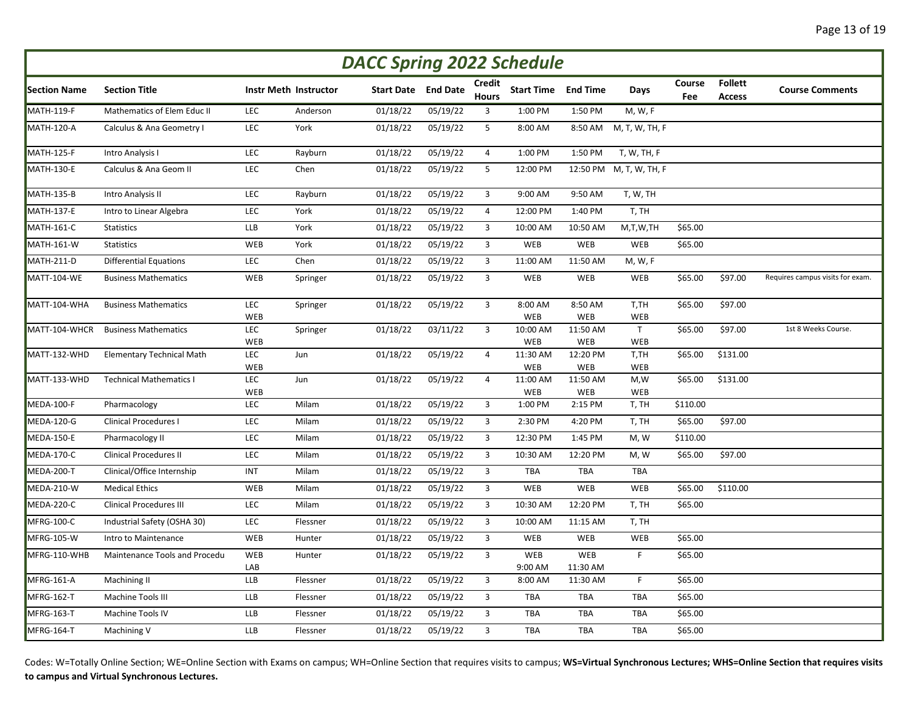## DACC Spring 2022 Schedule

| Section Name | Section Title | Instr Meth | Instructor | Start Date | End Date | Credit Hours | Start Time | End Time | Days | Course Fee | Follett Access | Course Comments |
|---|---|---|---|---|---|---|---|---|---|---|---|---|
| MATH-119-F | Mathematics of Elem Educ II | LEC | Anderson | 01/18/22 | 05/19/22 | 3 | 1:00 PM | 1:50 PM | M, W, F | | | |
| MATH-120-A | Calculus & Ana Geometry I | LEC | York | 01/18/22 | 05/19/22 | 5 | 8:00 AM | 8:50 AM | M, T, W, TH, F | | | |
| MATH-125-F | Intro Analysis I | LEC | Rayburn | 01/18/22 | 05/19/22 | 4 | 1:00 PM | 1:50 PM | T, W, TH, F | | | |
| MATH-130-E | Calculus & Ana Geom II | LEC | Chen | 01/18/22 | 05/19/22 | 5 | 12:00 PM | 12:50 PM | M, T, W, TH, F | | | |
| MATH-135-B | Intro Analysis II | LEC | Rayburn | 01/18/22 | 05/19/22 | 3 | 9:00 AM | 9:50 AM | T, W, TH | | | |
| MATH-137-E | Intro to Linear Algebra | LEC | York | 01/18/22 | 05/19/22 | 4 | 12:00 PM | 1:40 PM | T, TH | | | |
| MATH-161-C | Statistics | LLB | York | 01/18/22 | 05/19/22 | 3 | 10:00 AM | 10:50 AM | M,T,W,TH | $65.00 | | |
| MATH-161-W | Statistics | WEB | York | 01/18/22 | 05/19/22 | 3 | WEB | WEB | WEB | $65.00 | | |
| MATH-211-D | Differential Equations | LEC | Chen | 01/18/22 | 05/19/22 | 3 | 11:00 AM | 11:50 AM | M, W, F | | | |
| MATT-104-WE | Business Mathematics | WEB | Springer | 01/18/22 | 05/19/22 | 3 | WEB | WEB | WEB | $65.00 | $97.00 | Requires campus visits for exam. |
| MATT-104-WHA | Business Mathematics | LEC<br>WEB | Springer | 01/18/22 | 05/19/22 | 3 | 8:00 AM<br>WEB | 8:50 AM<br>WEB | T,TH<br>WEB | $65.00 | $97.00 | |
| MATT-104-WHCR | Business Mathematics | LEC<br>WEB | Springer | 01/18/22 | 03/11/22 | 3 | 10:00 AM<br>WEB | 11:50 AM<br>WEB | T<br>WEB | $65.00 | $97.00 | 1st 8 Weeks Course. |
| MATT-132-WHD | Elementary Technical Math | LEC<br>WEB | Jun | 01/18/22 | 05/19/22 | 4 | 11:30 AM<br>WEB | 12:20 PM<br>WEB | T,TH<br>WEB | $65.00 | $131.00 | |
| MATT-133-WHD | Technical Mathematics I | LEC<br>WEB | Jun | 01/18/22 | 05/19/22 | 4 | 11:00 AM<br>WEB | 11:50 AM<br>WEB | M,W<br>WEB | $65.00 | $131.00 | |
| MEDA-100-F | Pharmacology | LEC | Milam | 01/18/22 | 05/19/22 | 3 | 1:00 PM | 2:15 PM | T, TH | $110.00 | | |
| MEDA-120-G | Clinical Procedures I | LEC | Milam | 01/18/22 | 05/19/22 | 3 | 2:30 PM | 4:20 PM | T, TH | $65.00 | $97.00 | |
| MEDA-150-E | Pharmacology II | LEC | Milam | 01/18/22 | 05/19/22 | 3 | 12:30 PM | 1:45 PM | M, W | $110.00 | | |
| MEDA-170-C | Clinical Procedures II | LEC | Milam | 01/18/22 | 05/19/22 | 3 | 10:30 AM | 12:20 PM | M, W | $65.00 | $97.00 | |
| MEDA-200-T | Clinical/Office Internship | INT | Milam | 01/18/22 | 05/19/22 | 3 | TBA | TBA | TBA | | | |
| MEDA-210-W | Medical Ethics | WEB | Milam | 01/18/22 | 05/19/22 | 3 | WEB | WEB | WEB | $65.00 | $110.00 | |
| MEDA-220-C | Clinical Procedures III | LEC | Milam | 01/18/22 | 05/19/22 | 3 | 10:30 AM | 12:20 PM | T, TH | $65.00 | | |
| MFRG-100-C | Industrial Safety (OSHA 30) | LEC | Flessner | 01/18/22 | 05/19/22 | 3 | 10:00 AM | 11:15 AM | T, TH | | | |
| MFRG-105-W | Intro to Maintenance | WEB | Hunter | 01/18/22 | 05/19/22 | 3 | WEB | WEB | WEB | $65.00 | | |
| MFRG-110-WHB | Maintenance Tools and Procedu | WEB<br>LAB | Hunter | 01/18/22 | 05/19/22 | 3 | WEB<br>9:00 AM | WEB<br>11:30 AM | F | $65.00 | | |
| MFRG-161-A | Machining II | LLB | Flessner | 01/18/22 | 05/19/22 | 3 | 8:00 AM | 11:30 AM | F | $65.00 | | |
| MFRG-162-T | Machine Tools III | LLB | Flessner | 01/18/22 | 05/19/22 | 3 | TBA | TBA | TBA | $65.00 | | |
| MFRG-163-T | Machine Tools IV | LLB | Flessner | 01/18/22 | 05/19/22 | 3 | TBA | TBA | TBA | $65.00 | | |
| MFRG-164-T | Machining V | LLB | Flessner | 01/18/22 | 05/19/22 | 3 | TBA | TBA | TBA | $65.00 | | |

Codes: W=Totally Online Section; WE=Online Section with Exams on campus; WH=Online Section that requires visits to campus; **WS=Virtual Synchronous Lectures; WHS=Online Section that requires visits to campus and Virtual Synchronous Lectures.**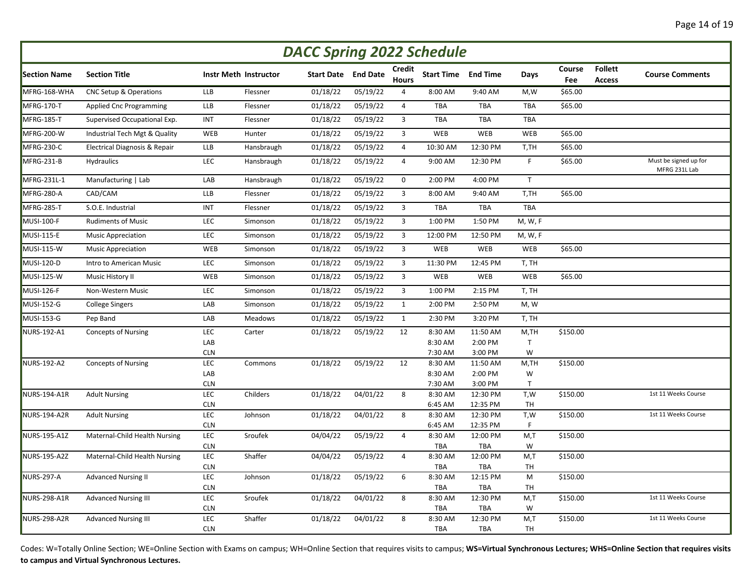# DACC Spring 2022 Schedule

| Section Name | Section Title | Instr Meth | Instructor | Start Date | End Date | Credit Hours | Start Time | End Time | Days | Course Fee | Follett Access | Course Comments |
|---|---|---|---|---|---|---|---|---|---|---|---|---|
| MFRG-168-WHA | CNC Setup & Operations | LLB | Flessner | 01/18/22 | 05/19/22 | 4 | 8:00 AM | 9:40 AM | M,W | $65.00 | | |
| MFRG-170-T | Applied Cnc Programming | LLB | Flessner | 01/18/22 | 05/19/22 | 4 | TBA | TBA | TBA | $65.00 | | |
| MFRG-185-T | Supervised Occupational Exp. | INT | Flessner | 01/18/22 | 05/19/22 | 3 | TBA | TBA | TBA | | | |
| MFRG-200-W | Industrial Tech Mgt & Quality | WEB | Hunter | 01/18/22 | 05/19/22 | 3 | WEB | WEB | WEB | $65.00 | | |
| MFRG-230-C | Electrical Diagnosis & Repair | LLB | Hansbraugh | 01/18/22 | 05/19/22 | 4 | 10:30 AM | 12:30 PM | T,TH | $65.00 | | |
| MFRG-231-B | Hydraulics | LEC | Hansbraugh | 01/18/22 | 05/19/22 | 4 | 9:00 AM | 12:30 PM | F | $65.00 | | Must be signed up for MFRG 231L Lab |
| MFRG-231L-1 | Manufacturing \| Lab | LAB | Hansbraugh | 01/18/22 | 05/19/22 | 0 | 2:00 PM | 4:00 PM | T | | | |
| MFRG-280-A | CAD/CAM | LLB | Flessner | 01/18/22 | 05/19/22 | 3 | 8:00 AM | 9:40 AM | T,TH | $65.00 | | |
| MFRG-285-T | S.O.E. Industrial | INT | Flessner | 01/18/22 | 05/19/22 | 3 | TBA | TBA | TBA | | | |
| MUSI-100-F | Rudiments of Music | LEC | Simonson | 01/18/22 | 05/19/22 | 3 | 1:00 PM | 1:50 PM | M, W, F | | | |
| MUSI-115-E | Music Appreciation | LEC | Simonson | 01/18/22 | 05/19/22 | 3 | 12:00 PM | 12:50 PM | M, W, F | | | |
| MUSI-115-W | Music Appreciation | WEB | Simonson | 01/18/22 | 05/19/22 | 3 | WEB | WEB | WEB | $65.00 | | |
| MUSI-120-D | Intro to American Music | LEC | Simonson | 01/18/22 | 05/19/22 | 3 | 11:30 PM | 12:45 PM | T, TH | | | |
| MUSI-125-W | Music History II | WEB | Simonson | 01/18/22 | 05/19/22 | 3 | WEB | WEB | WEB | $65.00 | | |
| MUSI-126-F | Non-Western Music | LEC | Simonson | 01/18/22 | 05/19/22 | 3 | 1:00 PM | 2:15 PM | T, TH | | | |
| MUSI-152-G | College Singers | LAB | Simonson | 01/18/22 | 05/19/22 | 1 | 2:00 PM | 2:50 PM | M, W | | | |
| MUSI-153-G | Pep Band | LAB | Meadows | 01/18/22 | 05/19/22 | 1 | 2:30 PM | 3:20 PM | T, TH | | | |
| NURS-192-A1 | Concepts of Nursing | LEC<br>LAB<br>CLN | Carter | 01/18/22 | 05/19/22 | 12 | 8:30 AM<br>8:30 AM<br>7:30 AM | 11:50 AM<br>2:00 PM<br>3:00 PM | M,TH<br>T<br>W | $150.00 | | |
| NURS-192-A2 | Concepts of Nursing | LEC<br>LAB<br>CLN | Commons | 01/18/22 | 05/19/22 | 12 | 8:30 AM<br>8:30 AM<br>7:30 AM | 11:50 AM<br>2:00 PM<br>3:00 PM | M,TH<br>W<br>T | $150.00 | | |
| NURS-194-A1R | Adult Nursing | LEC<br>CLN | Childers | 01/18/22 | 04/01/22 | 8 | 8:30 AM<br>6:45 AM | 12:30 PM<br>12:35 PM | T,W<br>TH | $150.00 | | 1st 11 Weeks Course |
| NURS-194-A2R | Adult Nursing | LEC<br>CLN | Johnson | 01/18/22 | 04/01/22 | 8 | 8:30 AM<br>6:45 AM | 12:30 PM<br>12:35 PM | T,W<br>F | $150.00 | | 1st 11 Weeks Course |
| NURS-195-A1Z | Maternal-Child Health Nursing | LEC<br>CLN | Sroufek | 04/04/22 | 05/19/22 | 4 | 8:30 AM<br>TBA | 12:00 PM<br>TBA | M,T<br>W | $150.00 | | |
| NURS-195-A2Z | Maternal-Child Health Nursing | LEC<br>CLN | Shaffer | 04/04/22 | 05/19/22 | 4 | 8:30 AM<br>TBA | 12:00 PM<br>TBA | M,T<br>TH | $150.00 | | |
| NURS-297-A | Advanced Nursing II | LEC<br>CLN | Johnson | 01/18/22 | 05/19/22 | 6 | 8:30 AM<br>TBA | 12:15 PM<br>TBA | M<br>TH | $150.00 | | |
| NURS-298-A1R | Advanced Nursing III | LEC<br>CLN | Sroufek | 01/18/22 | 04/01/22 | 8 | 8:30 AM<br>TBA | 12:30 PM<br>TBA | M,T<br>W | $150.00 | | 1st 11 Weeks Course |
| NURS-298-A2R | Advanced Nursing III | LEC<br>CLN | Shaffer | 01/18/22 | 04/01/22 | 8 | 8:30 AM<br>TBA | 12:30 PM<br>TBA | M,T<br>TH | $150.00 | | 1st 11 Weeks Course |

Codes: W=Totally Online Section; WE=Online Section with Exams on campus; WH=Online Section that requires visits to campus; **WS=Virtual Synchronous Lectures; WHS=Online Section that requires visits to campus and Virtual Synchronous Lectures.**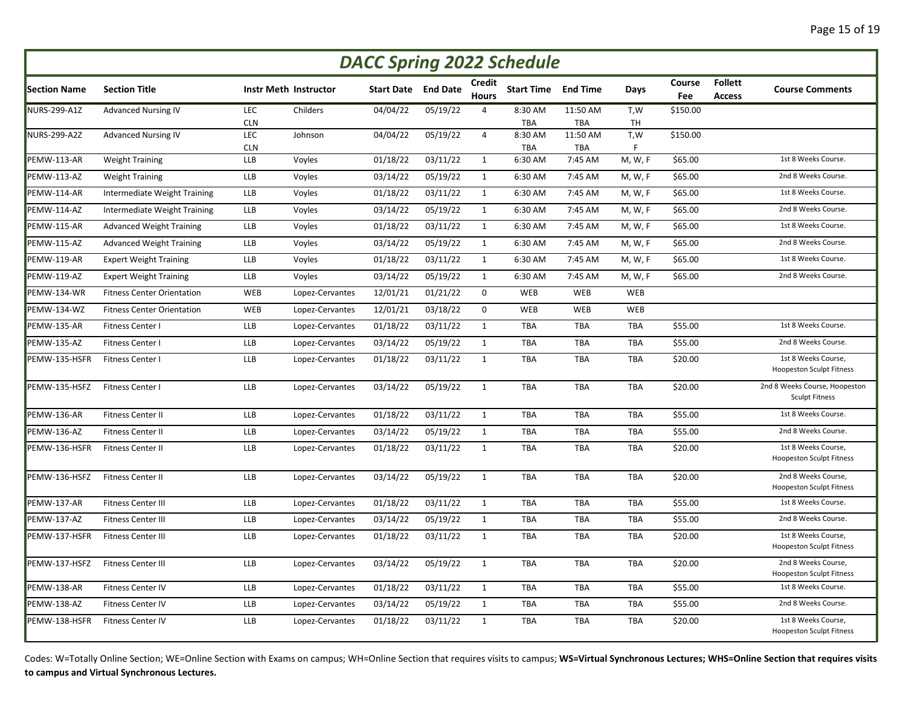# DACC Spring 2022 Schedule

| Section Name | Section Title | Instr Meth | Instructor | Start Date | End Date | Credit Hours | Start Time | End Time | Days | Course Fee | Follett Access | Course Comments |
|---|---|---|---|---|---|---|---|---|---|---|---|---|
| NURS-299-A1Z | Advanced Nursing IV | LEC<br>CLN | Childers | 04/04/22 | 05/19/22 | 4 | 8:30 AM<br>TBA | 11:50 AM<br>TBA | T,W<br>TH | $150.00 | | |
| NURS-299-A2Z | Advanced Nursing IV | LEC<br>CLN | Johnson | 04/04/22 | 05/19/22 | 4 | 8:30 AM<br>TBA | 11:50 AM<br>TBA | T,W<br>F | $150.00 | | |
| PEMW-113-AR | Weight Training | LLB | Voyles | 01/18/22 | 03/11/22 | 1 | 6:30 AM | 7:45 AM | M, W, F | $65.00 | | 1st 8 Weeks Course. |
| PEMW-113-AZ | Weight Training | LLB | Voyles | 03/14/22 | 05/19/22 | 1 | 6:30 AM | 7:45 AM | M, W, F | $65.00 | | 2nd 8 Weeks Course. |
| PEMW-114-AR | Intermediate Weight Training | LLB | Voyles | 01/18/22 | 03/11/22 | 1 | 6:30 AM | 7:45 AM | M, W, F | $65.00 | | 1st 8 Weeks Course. |
| PEMW-114-AZ | Intermediate Weight Training | LLB | Voyles | 03/14/22 | 05/19/22 | 1 | 6:30 AM | 7:45 AM | M, W, F | $65.00 | | 2nd 8 Weeks Course. |
| PEMW-115-AR | Advanced Weight Training | LLB | Voyles | 01/18/22 | 03/11/22 | 1 | 6:30 AM | 7:45 AM | M, W, F | $65.00 | | 1st 8 Weeks Course. |
| PEMW-115-AZ | Advanced Weight Training | LLB | Voyles | 03/14/22 | 05/19/22 | 1 | 6:30 AM | 7:45 AM | M, W, F | $65.00 | | 2nd 8 Weeks Course. |
| PEMW-119-AR | Expert Weight Training | LLB | Voyles | 01/18/22 | 03/11/22 | 1 | 6:30 AM | 7:45 AM | M, W, F | $65.00 | | 1st 8 Weeks Course. |
| PEMW-119-AZ | Expert Weight Training | LLB | Voyles | 03/14/22 | 05/19/22 | 1 | 6:30 AM | 7:45 AM | M, W, F | $65.00 | | 2nd 8 Weeks Course. |
| PEMW-134-WR | Fitness Center Orientation | WEB | Lopez-Cervantes | 12/01/21 | 01/21/22 | 0 | WEB | WEB | WEB | | | |
| PEMW-134-WZ | Fitness Center Orientation | WEB | Lopez-Cervantes | 12/01/21 | 03/18/22 | 0 | WEB | WEB | WEB | | | |
| PEMW-135-AR | Fitness Center I | LLB | Lopez-Cervantes | 01/18/22 | 03/11/22 | 1 | TBA | TBA | TBA | $55.00 | | 1st 8 Weeks Course. |
| PEMW-135-AZ | Fitness Center I | LLB | Lopez-Cervantes | 03/14/22 | 05/19/22 | 1 | TBA | TBA | TBA | $55.00 | | 2nd 8 Weeks Course. |
| PEMW-135-HSFR | Fitness Center I | LLB | Lopez-Cervantes | 01/18/22 | 03/11/22 | 1 | TBA | TBA | TBA | $20.00 | | 1st 8 Weeks Course, Hoopeston Sculpt Fitness |
| PEMW-135-HSFZ | Fitness Center I | LLB | Lopez-Cervantes | 03/14/22 | 05/19/22 | 1 | TBA | TBA | TBA | $20.00 | | 2nd 8 Weeks Course, Hoopeston Sculpt Fitness |
| PEMW-136-AR | Fitness Center II | LLB | Lopez-Cervantes | 01/18/22 | 03/11/22 | 1 | TBA | TBA | TBA | $55.00 | | 1st 8 Weeks Course. |
| PEMW-136-AZ | Fitness Center II | LLB | Lopez-Cervantes | 03/14/22 | 05/19/22 | 1 | TBA | TBA | TBA | $55.00 | | 2nd 8 Weeks Course. |
| PEMW-136-HSFR | Fitness Center II | LLB | Lopez-Cervantes | 01/18/22 | 03/11/22 | 1 | TBA | TBA | TBA | $20.00 | | 1st 8 Weeks Course, Hoopeston Sculpt Fitness |
| PEMW-136-HSFZ | Fitness Center II | LLB | Lopez-Cervantes | 03/14/22 | 05/19/22 | 1 | TBA | TBA | TBA | $20.00 | | 2nd 8 Weeks Course, Hoopeston Sculpt Fitness |
| PEMW-137-AR | Fitness Center III | LLB | Lopez-Cervantes | 01/18/22 | 03/11/22 | 1 | TBA | TBA | TBA | $55.00 | | 1st 8 Weeks Course. |
| PEMW-137-AZ | Fitness Center III | LLB | Lopez-Cervantes | 03/14/22 | 05/19/22 | 1 | TBA | TBA | TBA | $55.00 | | 2nd 8 Weeks Course. |
| PEMW-137-HSFR | Fitness Center III | LLB | Lopez-Cervantes | 01/18/22 | 03/11/22 | 1 | TBA | TBA | TBA | $20.00 | | 1st 8 Weeks Course, Hoopeston Sculpt Fitness |
| PEMW-137-HSFZ | Fitness Center III | LLB | Lopez-Cervantes | 03/14/22 | 05/19/22 | 1 | TBA | TBA | TBA | $20.00 | | 2nd 8 Weeks Course, Hoopeston Sculpt Fitness |
| PEMW-138-AR | Fitness Center IV | LLB | Lopez-Cervantes | 01/18/22 | 03/11/22 | 1 | TBA | TBA | TBA | $55.00 | | 1st 8 Weeks Course. |
| PEMW-138-AZ | Fitness Center IV | LLB | Lopez-Cervantes | 03/14/22 | 05/19/22 | 1 | TBA | TBA | TBA | $55.00 | | 2nd 8 Weeks Course. |
| PEMW-138-HSFR | Fitness Center IV | LLB | Lopez-Cervantes | 01/18/22 | 03/11/22 | 1 | TBA | TBA | TBA | $20.00 | | 1st 8 Weeks Course, Hoopeston Sculpt Fitness |

Codes: W=Totally Online Section; WE=Online Section with Exams on campus; WH=Online Section that requires visits to campus; **WS=Virtual Synchronous Lectures; WHS=Online Section that requires visits to campus and Virtual Synchronous Lectures.**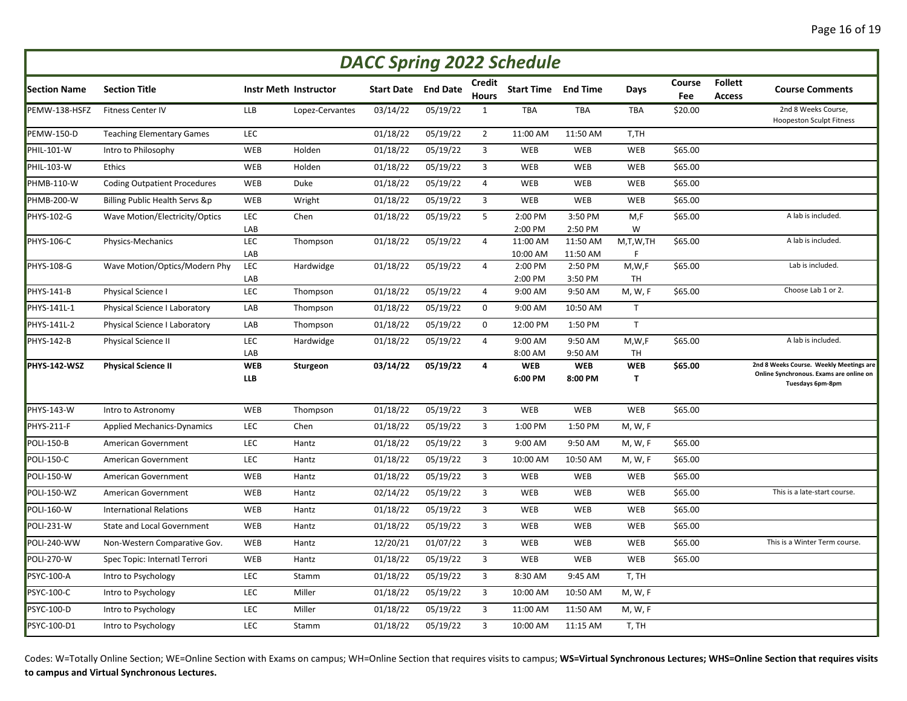# DACC Spring 2022 Schedule

| Section Name | Section Title | Instr Meth | Instructor | Start Date | End Date | Credit Hours | Start Time | End Time | Days | Course Fee | Follett Access | Course Comments |
|---|---|---|---|---|---|---|---|---|---|---|---|---|
| PEMW-138-HSFZ | Fitness Center IV | LLB | Lopez-Cervantes | 03/14/22 | 05/19/22 | 1 | TBA | TBA | TBA | $20.00 | | 2nd 8 Weeks Course, Hoopeston Sculpt Fitness |
| PEMW-150-D | Teaching Elementary Games | LEC | | 01/18/22 | 05/19/22 | 2 | 11:00 AM | 11:50 AM | T,TH | | | |
| PHIL-101-W | Intro to Philosophy | WEB | Holden | 01/18/22 | 05/19/22 | 3 | WEB | WEB | WEB | $65.00 | | |
| PHIL-103-W | Ethics | WEB | Holden | 01/18/22 | 05/19/22 | 3 | WEB | WEB | WEB | $65.00 | | |
| PHMB-110-W | Coding Outpatient Procedures | WEB | Duke | 01/18/22 | 05/19/22 | 4 | WEB | WEB | WEB | $65.00 | | |
| PHMB-200-W | Billing Public Health Servs &p | WEB | Wright | 01/18/22 | 05/19/22 | 3 | WEB | WEB | WEB | $65.00 | | |
| PHYS-102-G | Wave Motion/Electricity/Optics | LEC<br>LAB | Chen | 01/18/22 | 05/19/22 | 5 | 2:00 PM<br>2:00 PM | 3:50 PM<br>2:50 PM | M,F<br>W | $65.00 | | A lab is included. |
| PHYS-106-C | Physics-Mechanics | LEC<br>LAB | Thompson | 01/18/22 | 05/19/22 | 4 | 11:00 AM<br>10:00 AM | 11:50 AM<br>11:50 AM | M,T,W,TH<br>F | $65.00 | | A lab is included. |
| PHYS-108-G | Wave Motion/Optics/Modern Phy | LEC<br>LAB | Hardwidge | 01/18/22 | 05/19/22 | 4 | 2:00 PM<br>2:00 PM | 2:50 PM<br>3:50 PM | M,W,F<br>TH | $65.00 | | Lab is included. |
| PHYS-141-B | Physical Science I | LEC | Thompson | 01/18/22 | 05/19/22 | 4 | 9:00 AM | 9:50 AM | M, W, F | $65.00 | | Choose Lab 1 or 2. |
| PHYS-141L-1 | Physical Science I Laboratory | LAB | Thompson | 01/18/22 | 05/19/22 | 0 | 9:00 AM | 10:50 AM | T | | | |
| PHYS-141L-2 | Physical Science I Laboratory | LAB | Thompson | 01/18/22 | 05/19/22 | 0 | 12:00 PM | 1:50 PM | T | | | |
| PHYS-142-B | Physical Science II | LEC<br>LAB | Hardwidge | 01/18/22 | 05/19/22 | 4 | 9:00 AM<br>8:00 AM | 9:50 AM<br>9:50 AM | M,W,F<br>TH | $65.00 | | A lab is included. |
| **PHYS-142-WSZ** | **Physical Science II** | **WEB<br>LLB** | **Sturgeon** | **03/14/22** | **05/19/22** | **4** | **WEB<br>6:00 PM** | **WEB<br>8:00 PM** | **WEB<br>T** | **$65.00** | | **2nd 8 Weeks Course. Weekly Meetings are Online Synchronous. Exams are online on Tuesdays 6pm-8pm** |
| PHYS-143-W | Intro to Astronomy | WEB | Thompson | 01/18/22 | 05/19/22 | 3 | WEB | WEB | WEB | $65.00 | | |
| PHYS-211-F | Applied Mechanics-Dynamics | LEC | Chen | 01/18/22 | 05/19/22 | 3 | 1:00 PM | 1:50 PM | M, W, F | | | |
| POLI-150-B | American Government | LEC | Hantz | 01/18/22 | 05/19/22 | 3 | 9:00 AM | 9:50 AM | M, W, F | $65.00 | | |
| POLI-150-C | American Government | LEC | Hantz | 01/18/22 | 05/19/22 | 3 | 10:00 AM | 10:50 AM | M, W, F | $65.00 | | |
| POLI-150-W | American Government | WEB | Hantz | 01/18/22 | 05/19/22 | 3 | WEB | WEB | WEB | $65.00 | | |
| POLI-150-WZ | American Government | WEB | Hantz | 02/14/22 | 05/19/22 | 3 | WEB | WEB | WEB | $65.00 | | This is a late-start course. |
| POLI-160-W | International Relations | WEB | Hantz | 01/18/22 | 05/19/22 | 3 | WEB | WEB | WEB | $65.00 | | |
| POLI-231-W | State and Local Government | WEB | Hantz | 01/18/22 | 05/19/22 | 3 | WEB | WEB | WEB | $65.00 | | |
| POLI-240-WW | Non-Western Comparative Gov. | WEB | Hantz | 12/20/21 | 01/07/22 | 3 | WEB | WEB | WEB | $65.00 | | This is a Winter Term course. |
| POLI-270-W | Spec Topic: Internatl Terrori | WEB | Hantz | 01/18/22 | 05/19/22 | 3 | WEB | WEB | WEB | $65.00 | | |
| PSYC-100-A | Intro to Psychology | LEC | Stamm | 01/18/22 | 05/19/22 | 3 | 8:30 AM | 9:45 AM | T, TH | | | |
| PSYC-100-C | Intro to Psychology | LEC | Miller | 01/18/22 | 05/19/22 | 3 | 10:00 AM | 10:50 AM | M, W, F | | | |
| PSYC-100-D | Intro to Psychology | LEC | Miller | 01/18/22 | 05/19/22 | 3 | 11:00 AM | 11:50 AM | M, W, F | | | |
| PSYC-100-D1 | Intro to Psychology | LEC | Stamm | 01/18/22 | 05/19/22 | 3 | 10:00 AM | 11:15 AM | T, TH | | | |

Codes: W=Totally Online Section; WE=Online Section with Exams on campus; WH=Online Section that requires visits to campus; **WS=Virtual Synchronous Lectures; WHS=Online Section that requires visits to campus and Virtual Synchronous Lectures.**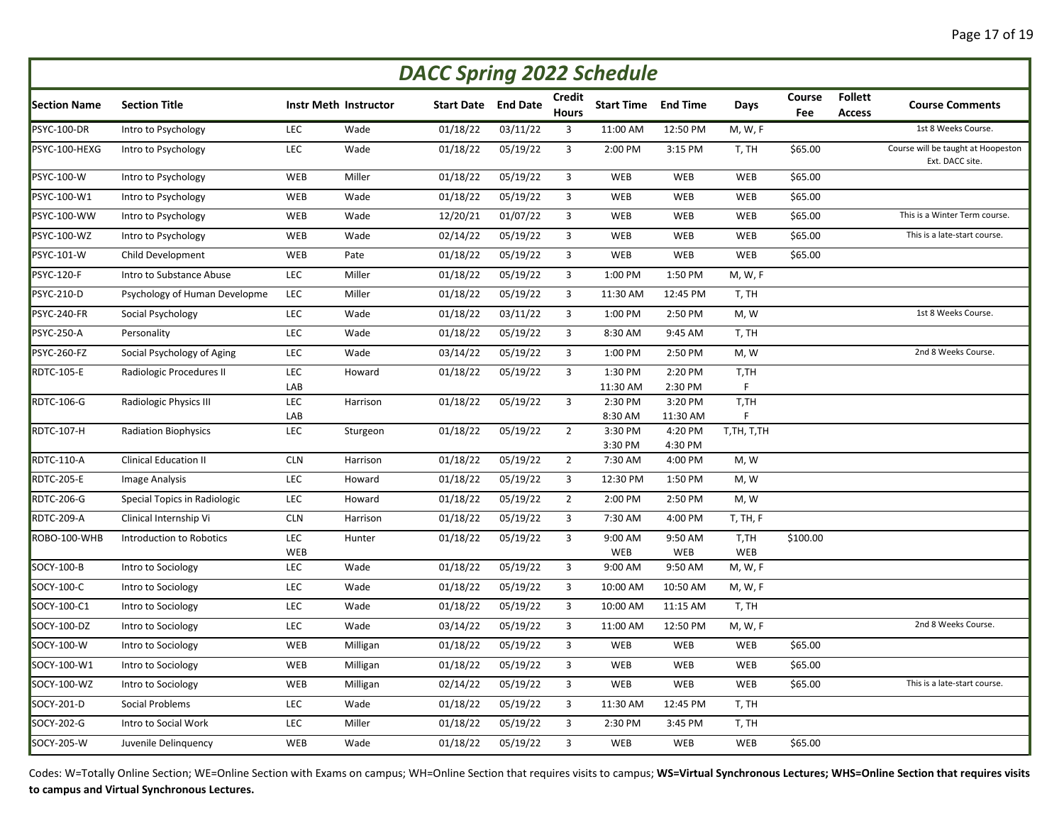# DACC Spring 2022 Schedule

| Section Name | Section Title | Instr Meth | Instructor | Start Date | End Date | Credit Hours | Start Time | End Time | Days | Course Fee | Follett Access | Course Comments |
|---|---|---|---|---|---|---|---|---|---|---|---|---|
| PSYC-100-DR | Intro to Psychology | LEC | Wade | 01/18/22 | 03/11/22 | 3 | 11:00 AM | 12:50 PM | M, W, F | | | 1st 8 Weeks Course. |
| PSYC-100-HEXG | Intro to Psychology | LEC | Wade | 01/18/22 | 05/19/22 | 3 | 2:00 PM | 3:15 PM | T, TH | $65.00 | | Course will be taught at Hoopeston Ext. DACC site. |
| PSYC-100-W | Intro to Psychology | WEB | Miller | 01/18/22 | 05/19/22 | 3 | WEB | WEB | WEB | $65.00 | | |
| PSYC-100-W1 | Intro to Psychology | WEB | Wade | 01/18/22 | 05/19/22 | 3 | WEB | WEB | WEB | $65.00 | | |
| PSYC-100-WW | Intro to Psychology | WEB | Wade | 12/20/21 | 01/07/22 | 3 | WEB | WEB | WEB | $65.00 | | This is a Winter Term course. |
| PSYC-100-WZ | Intro to Psychology | WEB | Wade | 02/14/22 | 05/19/22 | 3 | WEB | WEB | WEB | $65.00 | | This is a late-start course. |
| PSYC-101-W | Child Development | WEB | Pate | 01/18/22 | 05/19/22 | 3 | WEB | WEB | WEB | $65.00 | | |
| PSYC-120-F | Intro to Substance Abuse | LEC | Miller | 01/18/22 | 05/19/22 | 3 | 1:00 PM | 1:50 PM | M, W, F | | | |
| PSYC-210-D | Psychology of Human Developme | LEC | Miller | 01/18/22 | 05/19/22 | 3 | 11:30 AM | 12:45 PM | T, TH | | | |
| PSYC-240-FR | Social Psychology | LEC | Wade | 01/18/22 | 03/11/22 | 3 | 1:00 PM | 2:50 PM | M, W | | | 1st 8 Weeks Course. |
| PSYC-250-A | Personality | LEC | Wade | 01/18/22 | 05/19/22 | 3 | 8:30 AM | 9:45 AM | T, TH | | | |
| PSYC-260-FZ | Social Psychology of Aging | LEC | Wade | 03/14/22 | 05/19/22 | 3 | 1:00 PM | 2:50 PM | M, W | | | 2nd 8 Weeks Course. |
| RDTC-105-E | Radiologic Procedures II | LEC<br>LAB | Howard | 01/18/22 | 05/19/22 | 3 | 1:30 PM<br>11:30 AM | 2:20 PM<br>2:30 PM | T,TH<br>F | | | |
| RDTC-106-G | Radiologic Physics III | LEC<br>LAB | Harrison | 01/18/22 | 05/19/22 | 3 | 2:30 PM<br>8:30 AM | 3:20 PM<br>11:30 AM | T,TH<br>F | | | |
| RDTC-107-H | Radiation Biophysics | LEC | Sturgeon | 01/18/22 | 05/19/22 | 2 | 3:30 PM<br>3:30 PM | 4:20 PM<br>4:30 PM | T,TH, T,TH | | | |
| RDTC-110-A | Clinical Education II | CLN | Harrison | 01/18/22 | 05/19/22 | 2 | 7:30 AM | 4:00 PM | M, W | | | |
| RDTC-205-E | Image Analysis | LEC | Howard | 01/18/22 | 05/19/22 | 3 | 12:30 PM | 1:50 PM | M, W | | | |
| RDTC-206-G | Special Topics in Radiologic | LEC | Howard | 01/18/22 | 05/19/22 | 2 | 2:00 PM | 2:50 PM | M, W | | | |
| RDTC-209-A | Clinical Internship Vi | CLN | Harrison | 01/18/22 | 05/19/22 | 3 | 7:30 AM | 4:00 PM | T, TH, F | | | |
| ROBO-100-WHB | Introduction to Robotics | LEC<br>WEB | Hunter | 01/18/22 | 05/19/22 | 3 | 9:00 AM<br>WEB | 9:50 AM<br>WEB | T,TH<br>WEB | $100.00 | | |
| SOCY-100-B | Intro to Sociology | LEC | Wade | 01/18/22 | 05/19/22 | 3 | 9:00 AM | 9:50 AM | M, W, F | | | |
| SOCY-100-C | Intro to Sociology | LEC | Wade | 01/18/22 | 05/19/22 | 3 | 10:00 AM | 10:50 AM | M, W, F | | | |
| SOCY-100-C1 | Intro to Sociology | LEC | Wade | 01/18/22 | 05/19/22 | 3 | 10:00 AM | 11:15 AM | T, TH | | | |
| SOCY-100-DZ | Intro to Sociology | LEC | Wade | 03/14/22 | 05/19/22 | 3 | 11:00 AM | 12:50 PM | M, W, F | | | 2nd 8 Weeks Course. |
| SOCY-100-W | Intro to Sociology | WEB | Milligan | 01/18/22 | 05/19/22 | 3 | WEB | WEB | WEB | $65.00 | | |
| SOCY-100-W1 | Intro to Sociology | WEB | Milligan | 01/18/22 | 05/19/22 | 3 | WEB | WEB | WEB | $65.00 | | |
| SOCY-100-WZ | Intro to Sociology | WEB | Milligan | 02/14/22 | 05/19/22 | 3 | WEB | WEB | WEB | $65.00 | | This is a late-start course. |
| SOCY-201-D | Social Problems | LEC | Wade | 01/18/22 | 05/19/22 | 3 | 11:30 AM | 12:45 PM | T, TH | | | |
| SOCY-202-G | Intro to Social Work | LEC | Miller | 01/18/22 | 05/19/22 | 3 | 2:30 PM | 3:45 PM | T, TH | | | |
| SOCY-205-W | Juvenile Delinquency | WEB | Wade | 01/18/22 | 05/19/22 | 3 | WEB | WEB | WEB | $65.00 | | |

Codes: W=Totally Online Section; WE=Online Section with Exams on campus; WH=Online Section that requires visits to campus; **WS=Virtual Synchronous Lectures; WHS=Online Section that requires visits to campus and Virtual Synchronous Lectures.**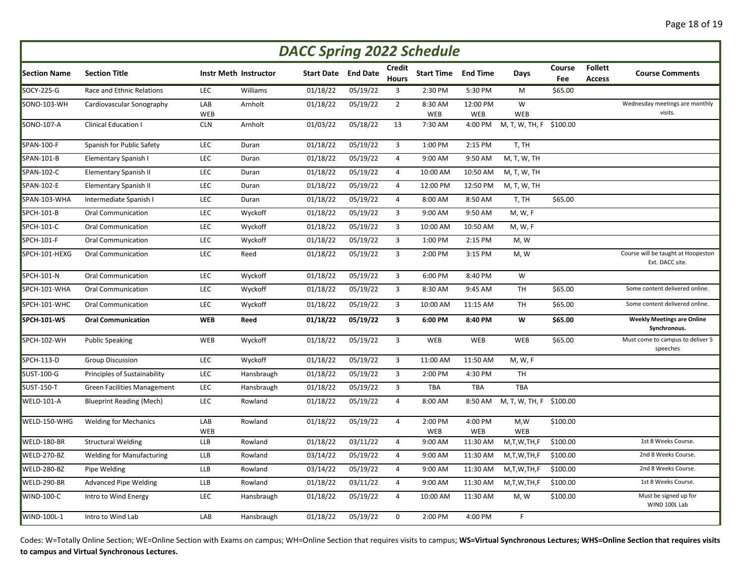# DACC Spring 2022 Schedule

| Section Name | Section Title | Instr Meth | Instructor | Start Date | End Date | Credit Hours | Start Time | End Time | Days | Course Fee | Follett Access | Course Comments |
|---|---|---|---|---|---|---|---|---|---|---|---|---|
| SOCY-225-G | Race and Ethnic Relations | LEC | Williams | 01/18/22 | 05/19/22 | 3 | 2:30 PM | 5:30 PM | M | $65.00 | | |
| SONO-103-WH | Cardiovascular Sonography | LAB WEB | Arnholt | 01/18/22 | 05/19/22 | 2 | 8:30 AM WEB | 12:00 PM WEB | W WEB | | | Wednesday meetings are monthly visits. |
| SONO-107-A | Clinical Education I | CLN | Arnholt | 01/03/22 | 05/18/22 | 13 | 7:30 AM | 4:00 PM | M, T, W, TH, F | $100.00 | | |
| SPAN-100-F | Spanish for Public Safety | LEC | Duran | 01/18/22 | 05/19/22 | 3 | 1:00 PM | 2:15 PM | T, TH | | | |
| SPAN-101-B | Elementary Spanish I | LEC | Duran | 01/18/22 | 05/19/22 | 4 | 9:00 AM | 9:50 AM | M, T, W, TH | | | |
| SPAN-102-C | Elementary Spanish II | LEC | Duran | 01/18/22 | 05/19/22 | 4 | 10:00 AM | 10:50 AM | M, T, W, TH | | | |
| SPAN-102-E | Elementary Spanish II | LEC | Duran | 01/18/22 | 05/19/22 | 4 | 12:00 PM | 12:50 PM | M, T, W, TH | | | |
| SPAN-103-WHA | Intermediate Spanish I | LEC | Duran | 01/18/22 | 05/19/22 | 4 | 8:00 AM | 8:50 AM | T, TH | $65.00 | | |
| SPCH-101-B | Oral Communication | LEC | Wyckoff | 01/18/22 | 05/19/22 | 3 | 9:00 AM | 9:50 AM | M, W, F | | | |
| SPCH-101-C | Oral Communication | LEC | Wyckoff | 01/18/22 | 05/19/22 | 3 | 10:00 AM | 10:50 AM | M, W, F | | | |
| SPCH-101-F | Oral Communication | LEC | Wyckoff | 01/18/22 | 05/19/22 | 3 | 1:00 PM | 2:15 PM | M, W | | | |
| SPCH-101-HEXG | Oral Communication | LEC | Reed | 01/18/22 | 05/19/22 | 3 | 2:00 PM | 3:15 PM | M, W | | | Course will be taught at Hoopeston Ext. DACC site. |
| SPCH-101-N | Oral Communication | LEC | Wyckoff | 01/18/22 | 05/19/22 | 3 | 6:00 PM | 8:40 PM | W | | | |
| SPCH-101-WHA | Oral Communication | LEC | Wyckoff | 01/18/22 | 05/19/22 | 3 | 8:30 AM | 9:45 AM | TH | $65.00 | | Some content delivered online. |
| SPCH-101-WHC | Oral Communication | LEC | Wyckoff | 01/18/22 | 05/19/22 | 3 | 10:00 AM | 11:15 AM | TH | $65.00 | | Some content delivered online. |
| **SPCH-101-WS** | **Oral Communication** | **WEB** | **Reed** | **01/18/22** | **05/19/22** | **3** | **6:00 PM** | **8:40 PM** | **W** | **$65.00** | | **Weekly Meetings are Online Synchronous.** |
| SPCH-102-WH | Public Speaking | WEB | Wyckoff | 01/18/22 | 05/19/22 | 3 | WEB | WEB | WEB | $65.00 | | Must come to campus to deliver 5 speeches |
| SPCH-113-D | Group Discussion | LEC | Wyckoff | 01/18/22 | 05/19/22 | 3 | 11:00 AM | 11:50 AM | M, W, F | | | |
| SUST-100-G | Principles of Sustainability | LEC | Hansbraugh | 01/18/22 | 05/19/22 | 3 | 2:00 PM | 4:30 PM | TH | | | |
| SUST-150-T | Green Facilities Management | LEC | Hansbraugh | 01/18/22 | 05/19/22 | 3 | TBA | TBA | TBA | | | |
| WELD-101-A | Blueprint Reading (Mech) | LEC | Rowland | 01/18/22 | 05/19/22 | 4 | 8:00 AM | 8:50 AM | M, T, W, TH, F | $100.00 | | |
| WELD-150-WHG | Welding for Mechanics | LAB WEB | Rowland | 01/18/22 | 05/19/22 | 4 | 2:00 PM WEB | 4:00 PM WEB | M,W WEB | $100.00 | | |
| WELD-180-BR | Structural Welding | LLB | Rowland | 01/18/22 | 03/11/22 | 4 | 9:00 AM | 11:30 AM | M,T,W,TH,F | $100.00 | | 1st 8 Weeks Course. |
| WELD-270-BZ | Welding for Manufacturing | LLB | Rowland | 03/14/22 | 05/19/22 | 4 | 9:00 AM | 11:30 AM | M,T,W,TH,F | $100.00 | | 2nd 8 Weeks Course. |
| WELD-280-BZ | Pipe Welding | LLB | Rowland | 03/14/22 | 05/19/22 | 4 | 9:00 AM | 11:30 AM | M,T,W,TH,F | $100.00 | | 2nd 8 Weeks Course. |
| WELD-290-BR | Advanced Pipe Welding | LLB | Rowland | 01/18/22 | 03/11/22 | 4 | 9:00 AM | 11:30 AM | M,T,W,TH,F | $100.00 | | 1st 8 Weeks Course. |
| WIND-100-C | Intro to Wind Energy | LEC | Hansbraugh | 01/18/22 | 05/19/22 | 4 | 10:00 AM | 11:30 AM | M, W | $100.00 | | Must be signed up for WIND 100L Lab |
| WIND-100L-1 | Intro to Wind Lab | LAB | Hansbraugh | 01/18/22 | 05/19/22 | 0 | 2:00 PM | 4:00 PM | F | | | |

Codes: W=Totally Online Section; WE=Online Section with Exams on campus; WH=Online Section that requires visits to campus; **WS=Virtual Synchronous Lectures; WHS=Online Section that requires visits to campus and Virtual Synchronous Lectures.**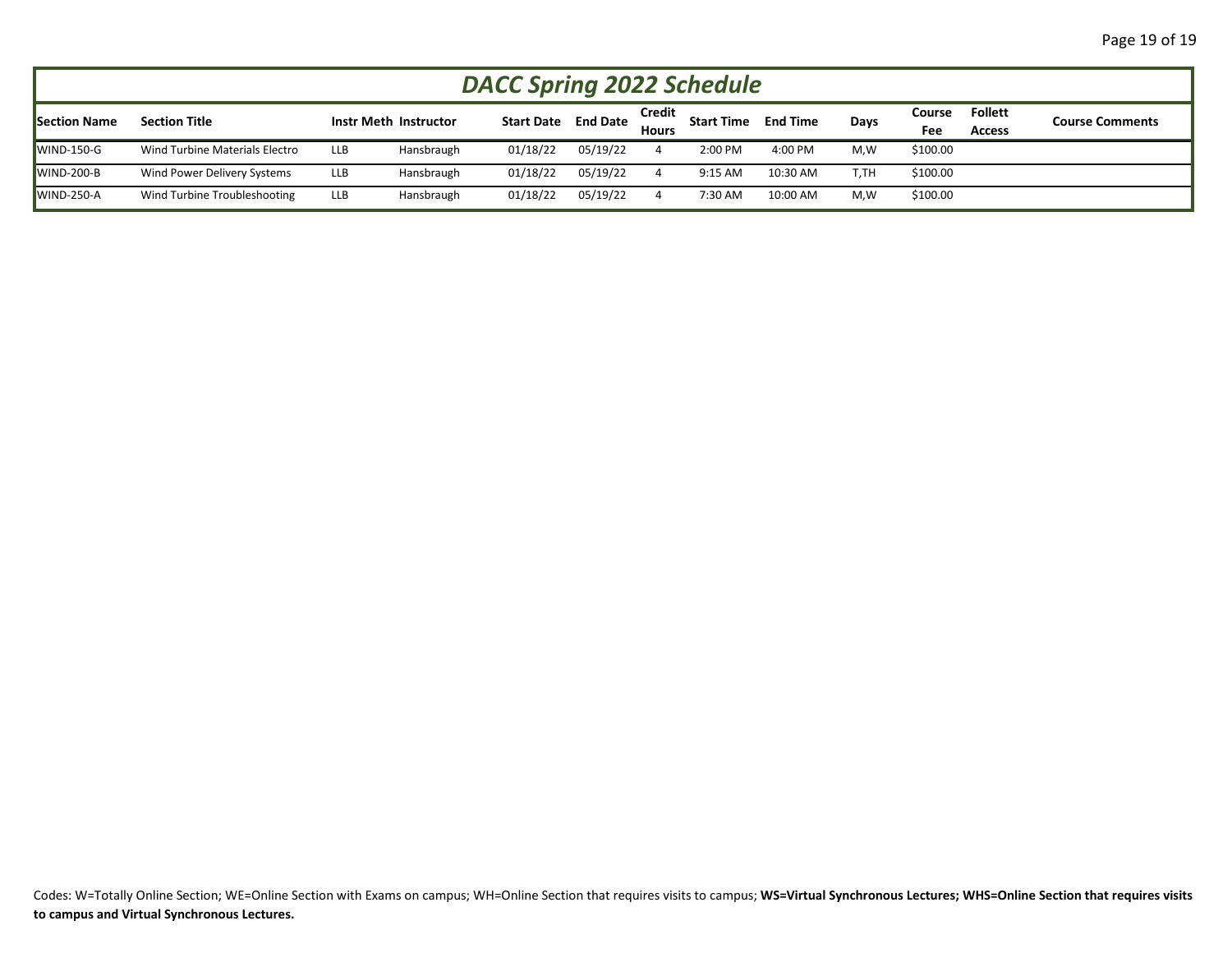# DACC Spring 2022 Schedule

| Section Name | Section Title | Instr Meth | Instructor | Start Date | End Date | Credit Hours | Start Time | End Time | Days | Course Fee | Follett Access | Course Comments |
|---|---|---|---|---|---|---|---|---|---|---|---|---|
| WIND-150-G | Wind Turbine Materials Electro | LLB | Hansbraugh | 01/18/22 | 05/19/22 | 4 | 2:00 PM | 4:00 PM | M,W | $100.00 | | |
| WIND-200-B | Wind Power Delivery Systems | LLB | Hansbraugh | 01/18/22 | 05/19/22 | 4 | 9:15 AM | 10:30 AM | T,TH | $100.00 | | |
| WIND-250-A | Wind Turbine Troubleshooting | LLB | Hansbraugh | 01/18/22 | 05/19/22 | 4 | 7:30 AM | 10:00 AM | M,W | $100.00 | | |

Codes: W=Totally Online Section; WE=Online Section with Exams on campus; WH=Online Section that requires visits to campus; **WS=Virtual Synchronous Lectures; WHS=Online Section that requires visits to campus and Virtual Synchronous Lectures.**